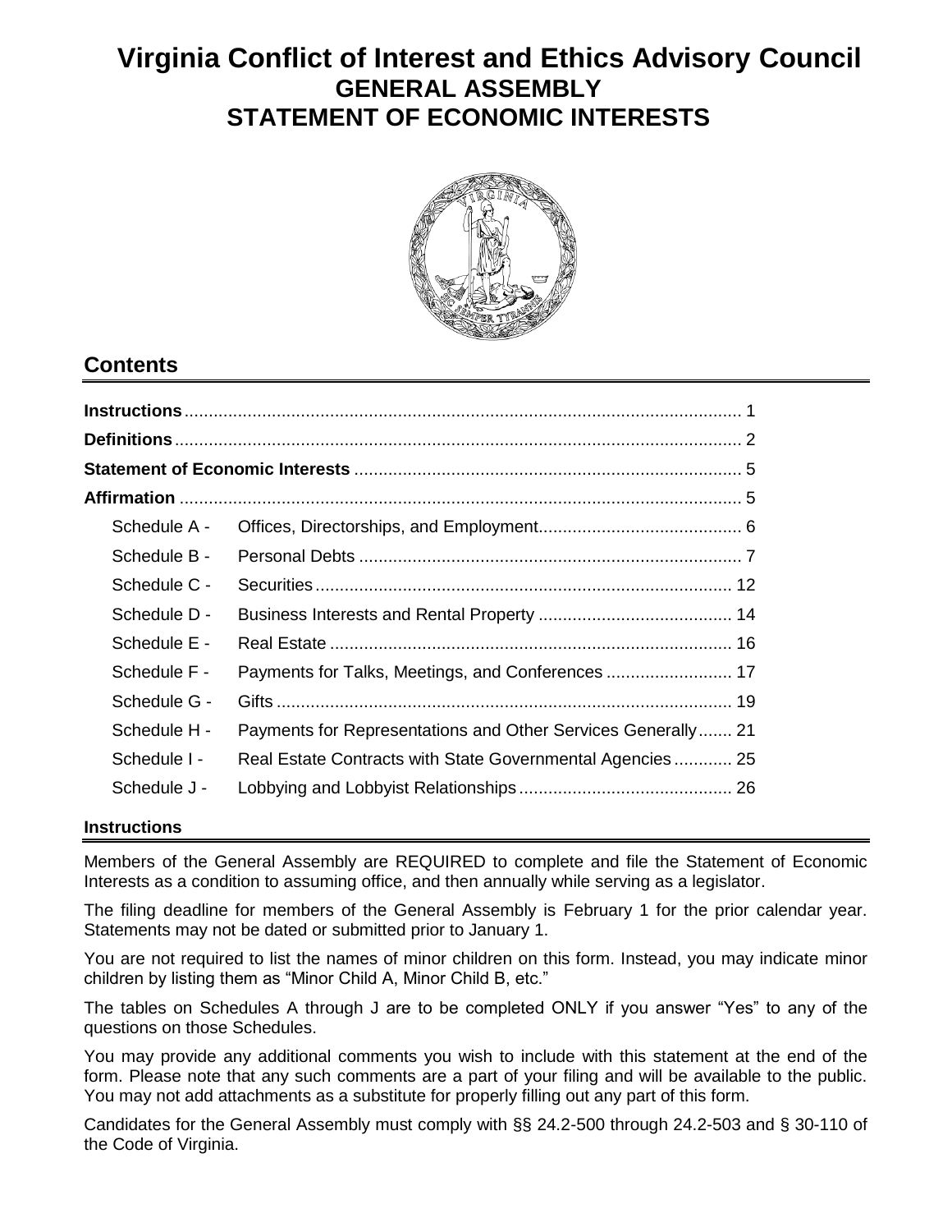# Virginia Conflict of Interest and Ethics Advisory Council
## GENERAL ASSEMBLY
## STATEMENT OF ECONOMIC INTERESTS

## Contents

| | | |
|---|---|---|
| **Instructions** | | 1 |
| **Definitions** | | 2 |
| **Statement of Economic Interests** | | 5 |
| **Affirmation** | | 5 |
| Schedule A - | Offices, Directorships, and Employment | 6 |
| Schedule B - | Personal Debts | 7 |
| Schedule C - | Securities | 12 |
| Schedule D - | Business Interests and Rental Property | 14 |
| Schedule E - | Real Estate | 16 |
| Schedule F - | Payments for Talks, Meetings, and Conferences | 17 |
| Schedule G - | Gifts | 19 |
| Schedule H - | Payments for Representations and Other Services Generally | 21 |
| Schedule I - | Real Estate Contracts with State Governmental Agencies | 25 |
| Schedule J - | Lobbying and Lobbyist Relationships | 26 |

### Instructions

Members of the General Assembly are REQUIRED to complete and file the Statement of Economic Interests as a condition to assuming office, and then annually while serving as a legislator.

The filing deadline for members of the General Assembly is February 1 for the prior calendar year. Statements may not be dated or submitted prior to January 1.

You are not required to list the names of minor children on this form. Instead, you may indicate minor children by listing them as "Minor Child A, Minor Child B, etc."

The tables on Schedules A through J are to be completed ONLY if you answer "Yes" to any of the questions on those Schedules.

You may provide any additional comments you wish to include with this statement at the end of the form. Please note that any such comments are a part of your filing and will be available to the public. You may not add attachments as a substitute for properly filling out any part of this form.

Candidates for the General Assembly must comply with §§ 24.2-500 through 24.2-503 and § 30-110 of the Code of Virginia.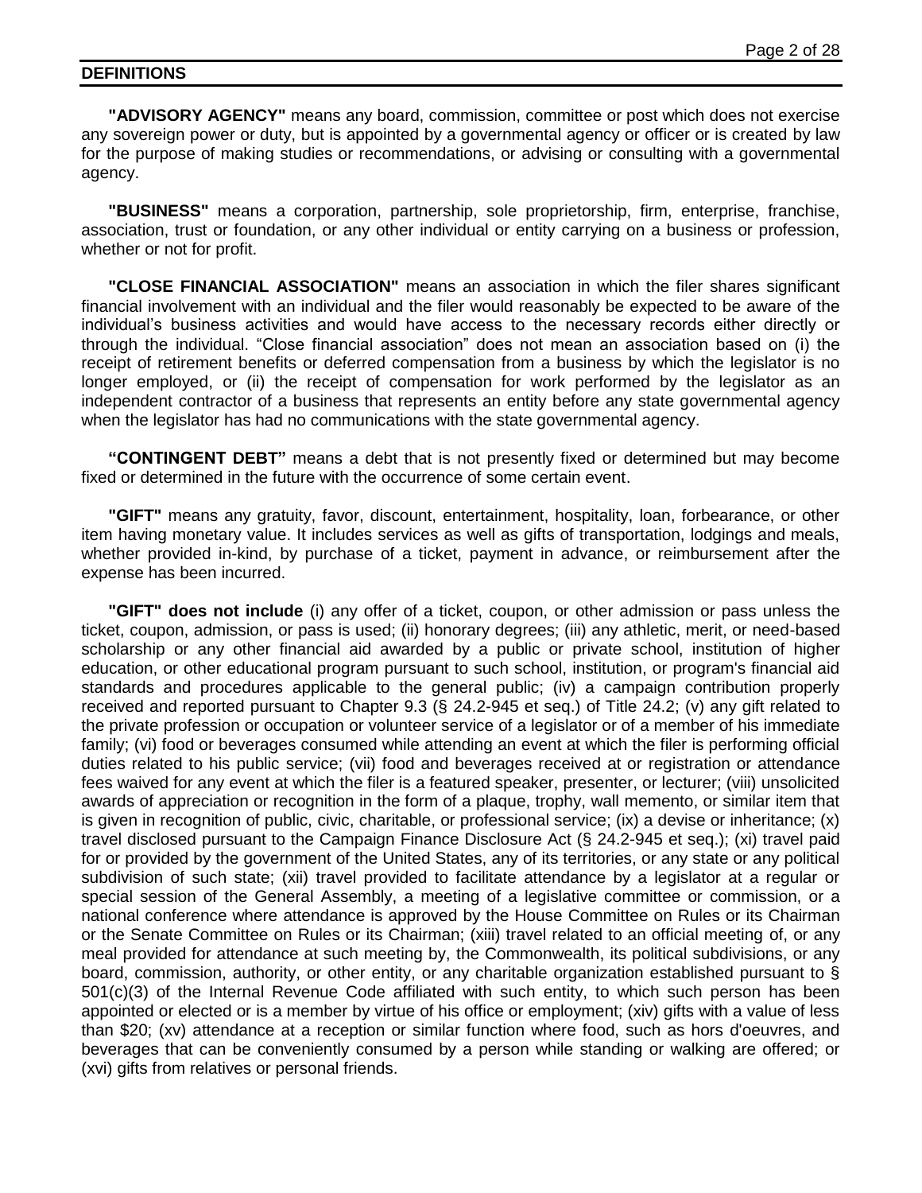## DEFINITIONS

**"ADVISORY AGENCY"** means any board, commission, committee or post which does not exercise any sovereign power or duty, but is appointed by a governmental agency or officer or is created by law for the purpose of making studies or recommendations, or advising or consulting with a governmental agency.

**"BUSINESS"** means a corporation, partnership, sole proprietorship, firm, enterprise, franchise, association, trust or foundation, or any other individual or entity carrying on a business or profession, whether or not for profit.

**"CLOSE FINANCIAL ASSOCIATION"** means an association in which the filer shares significant financial involvement with an individual and the filer would reasonably be expected to be aware of the individual's business activities and would have access to the necessary records either directly or through the individual. "Close financial association" does not mean an association based on (i) the receipt of retirement benefits or deferred compensation from a business by which the legislator is no longer employed, or (ii) the receipt of compensation for work performed by the legislator as an independent contractor of a business that represents an entity before any state governmental agency when the legislator has had no communications with the state governmental agency.

**"CONTINGENT DEBT"** means a debt that is not presently fixed or determined but may become fixed or determined in the future with the occurrence of some certain event.

**"GIFT"** means any gratuity, favor, discount, entertainment, hospitality, loan, forbearance, or other item having monetary value. It includes services as well as gifts of transportation, lodgings and meals, whether provided in-kind, by purchase of a ticket, payment in advance, or reimbursement after the expense has been incurred.

**"GIFT" does not include** (i) any offer of a ticket, coupon, or other admission or pass unless the ticket, coupon, admission, or pass is used; (ii) honorary degrees; (iii) any athletic, merit, or need-based scholarship or any other financial aid awarded by a public or private school, institution of higher education, or other educational program pursuant to such school, institution, or program's financial aid standards and procedures applicable to the general public; (iv) a campaign contribution properly received and reported pursuant to Chapter 9.3 (§ 24.2-945 et seq.) of Title 24.2; (v) any gift related to the private profession or occupation or volunteer service of a legislator or of a member of his immediate family; (vi) food or beverages consumed while attending an event at which the filer is performing official duties related to his public service; (vii) food and beverages received at or registration or attendance fees waived for any event at which the filer is a featured speaker, presenter, or lecturer; (viii) unsolicited awards of appreciation or recognition in the form of a plaque, trophy, wall memento, or similar item that is given in recognition of public, civic, charitable, or professional service; (ix) a devise or inheritance; (x) travel disclosed pursuant to the Campaign Finance Disclosure Act (§ 24.2-945 et seq.); (xi) travel paid for or provided by the government of the United States, any of its territories, or any state or any political subdivision of such state; (xii) travel provided to facilitate attendance by a legislator at a regular or special session of the General Assembly, a meeting of a legislative committee or commission, or a national conference where attendance is approved by the House Committee on Rules or its Chairman or the Senate Committee on Rules or its Chairman; (xiii) travel related to an official meeting of, or any meal provided for attendance at such meeting by, the Commonwealth, its political subdivisions, or any board, commission, authority, or other entity, or any charitable organization established pursuant to § 501(c)(3) of the Internal Revenue Code affiliated with such entity, to which such person has been appointed or elected or is a member by virtue of his office or employment; (xiv) gifts with a value of less than $20; (xv) attendance at a reception or similar function where food, such as hors d'oeuvres, and beverages that can be conveniently consumed by a person while standing or walking are offered; or (xvi) gifts from relatives or personal friends.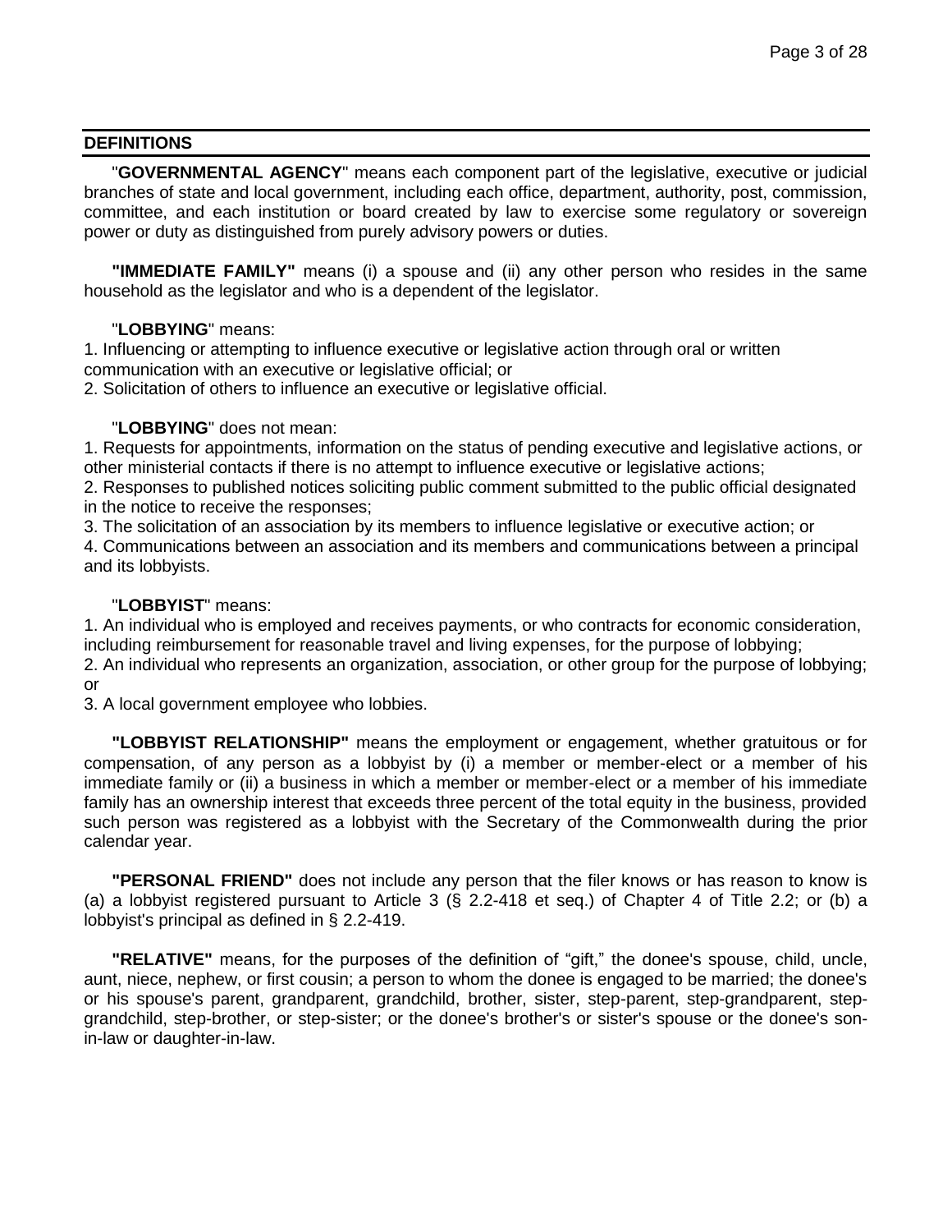## DEFINITIONS

"**GOVERNMENTAL AGENCY**" means each component part of the legislative, executive or judicial branches of state and local government, including each office, department, authority, post, commission, committee, and each institution or board created by law to exercise some regulatory or sovereign power or duty as distinguished from purely advisory powers or duties.

**"IMMEDIATE FAMILY"** means (i) a spouse and (ii) any other person who resides in the same household as the legislator and who is a dependent of the legislator.

"**LOBBYING**" means:

1. Influencing or attempting to influence executive or legislative action through oral or written communication with an executive or legislative official; or
2. Solicitation of others to influence an executive or legislative official.

"**LOBBYING**" does not mean:

1. Requests for appointments, information on the status of pending executive and legislative actions, or other ministerial contacts if there is no attempt to influence executive or legislative actions;
2. Responses to published notices soliciting public comment submitted to the public official designated in the notice to receive the responses;
3. The solicitation of an association by its members to influence legislative or executive action; or
4. Communications between an association and its members and communications between a principal and its lobbyists.

"**LOBBYIST**" means:

1. An individual who is employed and receives payments, or who contracts for economic consideration, including reimbursement for reasonable travel and living expenses, for the purpose of lobbying;
2. An individual who represents an organization, association, or other group for the purpose of lobbying; or
3. A local government employee who lobbies.

**"LOBBYIST RELATIONSHIP"** means the employment or engagement, whether gratuitous or for compensation, of any person as a lobbyist by (i) a member or member-elect or a member of his immediate family or (ii) a business in which a member or member-elect or a member of his immediate family has an ownership interest that exceeds three percent of the total equity in the business, provided such person was registered as a lobbyist with the Secretary of the Commonwealth during the prior calendar year.

**"PERSONAL FRIEND"** does not include any person that the filer knows or has reason to know is (a) a lobbyist registered pursuant to Article 3 (§ 2.2-418 et seq.) of Chapter 4 of Title 2.2; or (b) a lobbyist's principal as defined in § 2.2-419.

**"RELATIVE"** means, for the purposes of the definition of "gift," the donee's spouse, child, uncle, aunt, niece, nephew, or first cousin; a person to whom the donee is engaged to be married; the donee's or his spouse's parent, grandparent, grandchild, brother, sister, step-parent, step-grandparent, step-grandchild, step-brother, or step-sister; or the donee's brother's or sister's spouse or the donee's son-in-law or daughter-in-law.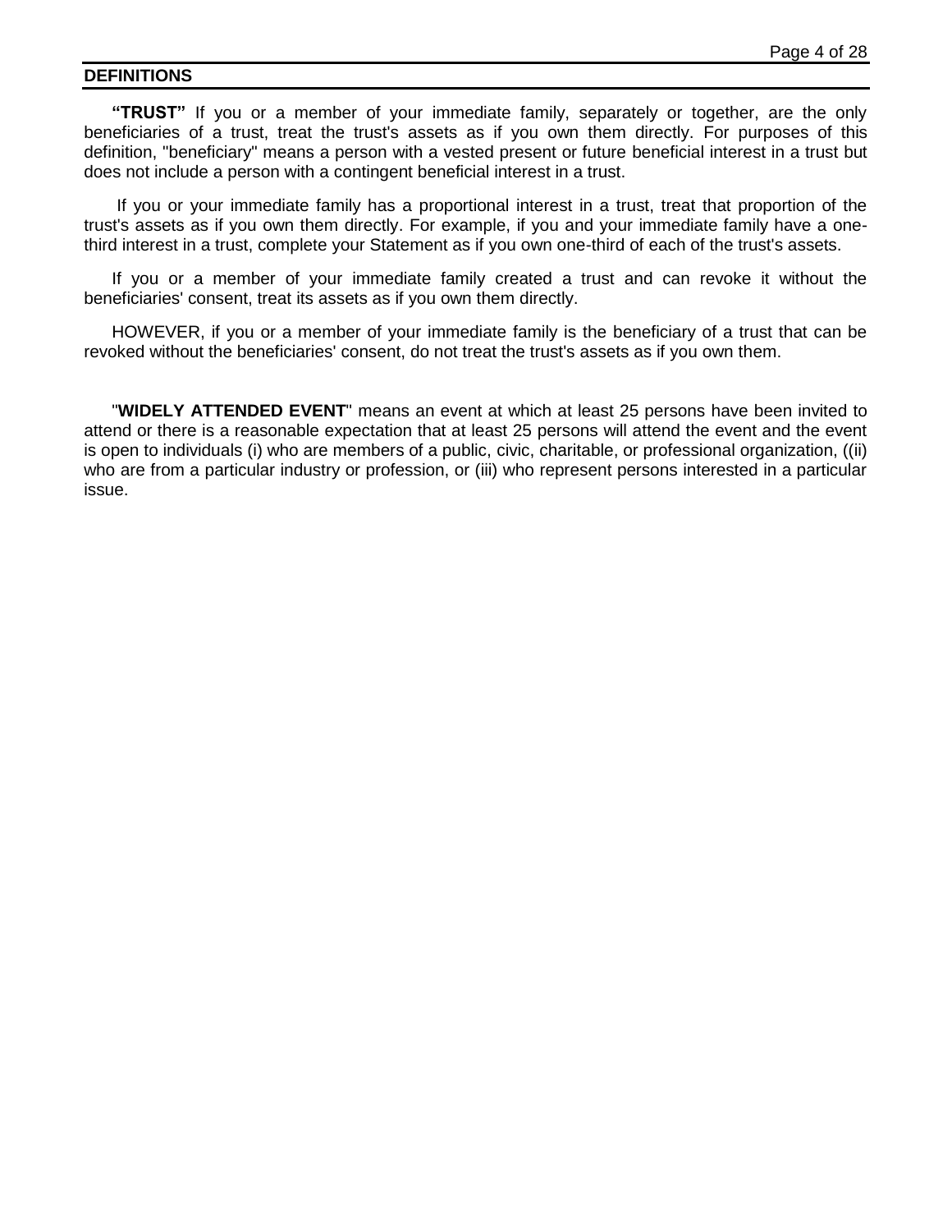## DEFINITIONS

**"TRUST"** If you or a member of your immediate family, separately or together, are the only beneficiaries of a trust, treat the trust's assets as if you own them directly. For purposes of this definition, "beneficiary" means a person with a vested present or future beneficial interest in a trust but does not include a person with a contingent beneficial interest in a trust.

If you or your immediate family has a proportional interest in a trust, treat that proportion of the trust's assets as if you own them directly. For example, if you and your immediate family have a one-third interest in a trust, complete your Statement as if you own one-third of each of the trust's assets.

If you or a member of your immediate family created a trust and can revoke it without the beneficiaries' consent, treat its assets as if you own them directly.

HOWEVER, if you or a member of your immediate family is the beneficiary of a trust that can be revoked without the beneficiaries' consent, do not treat the trust's assets as if you own them.

"**WIDELY ATTENDED EVENT**" means an event at which at least 25 persons have been invited to attend or there is a reasonable expectation that at least 25 persons will attend the event and the event is open to individuals (i) who are members of a public, civic, charitable, or professional organization, ((ii) who are from a particular industry or profession, or (iii) who represent persons interested in a particular issue.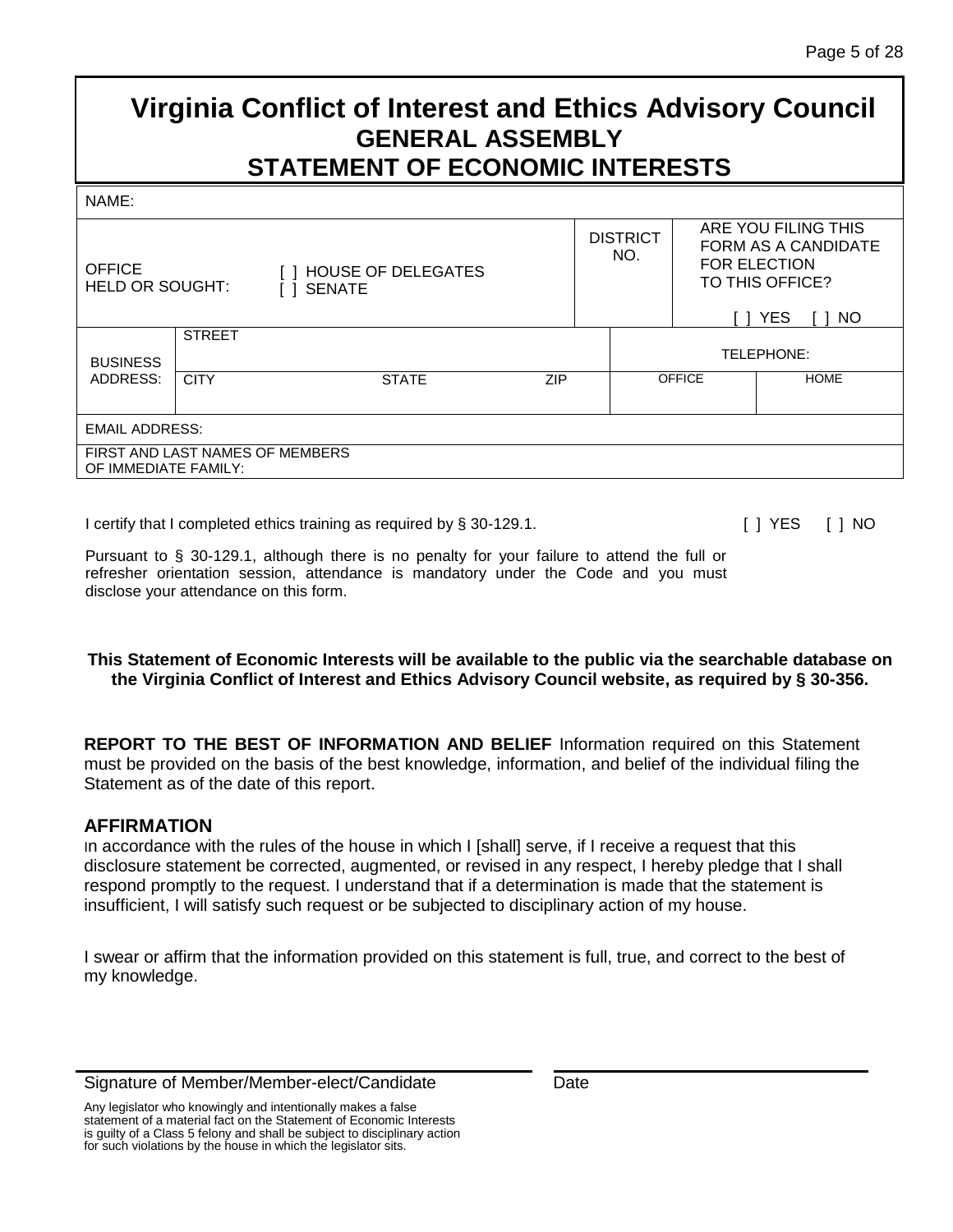# Virginia Conflict of Interest and Ethics Advisory Council
## GENERAL ASSEMBLY
## STATEMENT OF ECONOMIC INTERESTS

| | | | | | | |
|---|---|---|---|---|---|---|
| NAME: | | | | | | |
| OFFICE HELD OR SOUGHT: | [ ] HOUSE OF DELEGATES [ ] SENATE | | | DISTRICT NO. | ARE YOU FILING THIS FORM AS A CANDIDATE FOR ELECTION TO THIS OFFICE? [ ] YES [ ] NO | |
| BUSINESS ADDRESS: | STREET | | | TELEPHONE: | | |
| | CITY | STATE | ZIP | OFFICE | | HOME |
| EMAIL ADDRESS: | | | | | | |
| FIRST AND LAST NAMES OF MEMBERS OF IMMEDIATE FAMILY: | | | | | | |

I certify that I completed ethics training as required by § 30-129.1. [ ] YES [ ] NO

Pursuant to § 30-129.1, although there is no penalty for your failure to attend the full or refresher orientation session, attendance is mandatory under the Code and you must disclose your attendance on this form.

**This Statement of Economic Interests will be available to the public via the searchable database on the Virginia Conflict of Interest and Ethics Advisory Council website, as required by § 30-356.**

**REPORT TO THE BEST OF INFORMATION AND BELIEF** Information required on this Statement must be provided on the basis of the best knowledge, information, and belief of the individual filing the Statement as of the date of this report.

### AFFIRMATION

In accordance with the rules of the house in which I [shall] serve, if I receive a request that this disclosure statement be corrected, augmented, or revised in any respect, I hereby pledge that I shall respond promptly to the request. I understand that if a determination is made that the statement is insufficient, I will satisfy such request or be subjected to disciplinary action of my house.

I swear or affirm that the information provided on this statement is full, true, and correct to the best of my knowledge.

Signature of Member/Member-elect/Candidate

Date

Any legislator who knowingly and intentionally makes a false statement of a material fact on the Statement of Economic Interests is guilty of a Class 5 felony and shall be subject to disciplinary action for such violations by the house in which the legislator sits.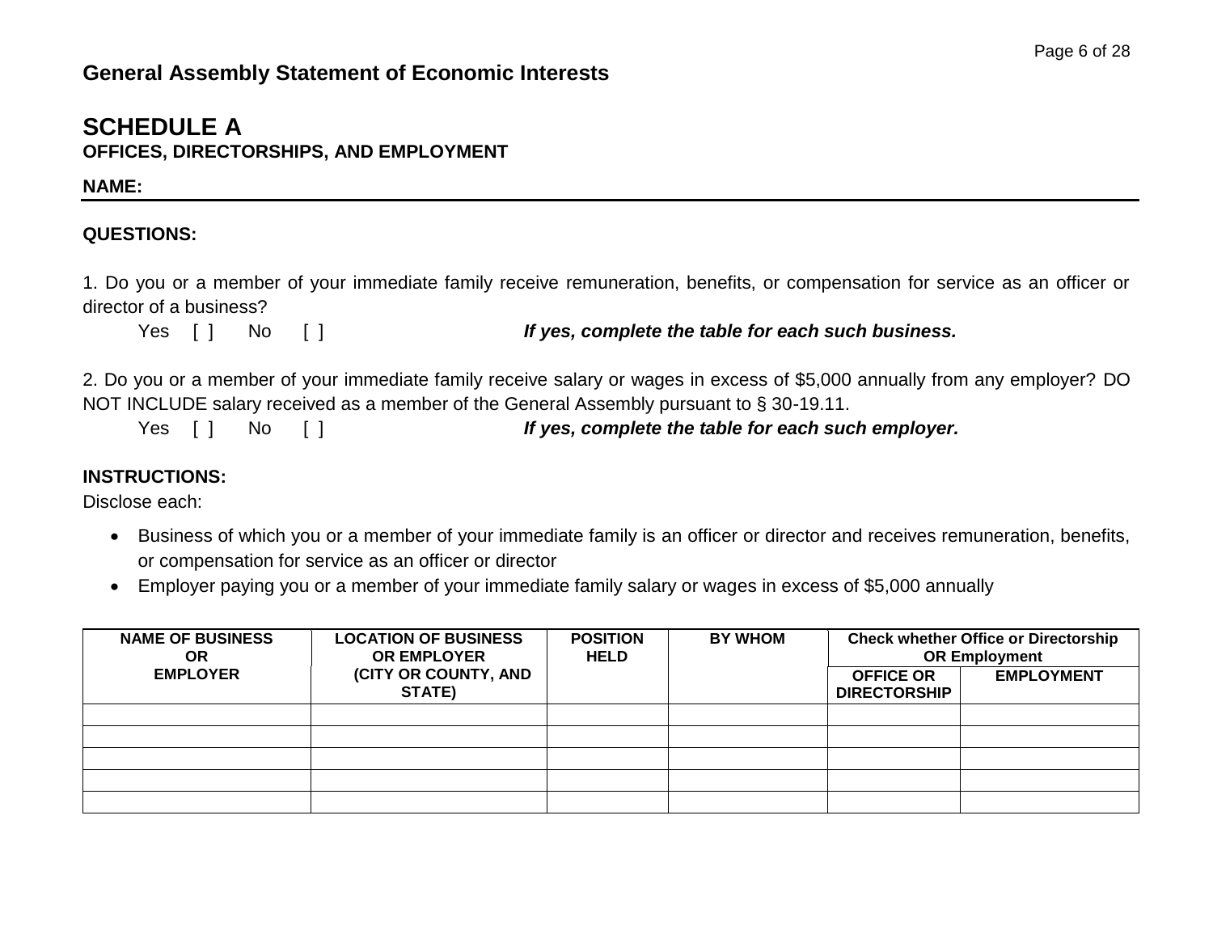## General Assembly Statement of Economic Interests

# SCHEDULE A

**OFFICES, DIRECTORSHIPS, AND EMPLOYMENT**

**NAME:**

**QUESTIONS:**

1. Do you or a member of your immediate family receive remuneration, benefits, or compensation for service as an officer or director of a business?

Yes [ ] No [ ] ***If yes, complete the table for each such business.***

2. Do you or a member of your immediate family receive salary or wages in excess of $5,000 annually from any employer? DO NOT INCLUDE salary received as a member of the General Assembly pursuant to § 30-19.11.

Yes [ ] No [ ] ***If yes, complete the table for each such employer.***

**INSTRUCTIONS:**

Disclose each:

- Business of which you or a member of your immediate family is an officer or director and receives remuneration, benefits, or compensation for service as an officer or director
- Employer paying you or a member of your immediate family salary or wages in excess of $5,000 annually

| NAME OF BUSINESS OR EMPLOYER | LOCATION OF BUSINESS OR EMPLOYER (CITY OR COUNTY, AND STATE) | POSITION HELD | BY WHOM | Check whether Office or Directorship OR Employment | |
|---|---|---|---|---|---|
| | | | | OFFICE OR DIRECTORSHIP | EMPLOYMENT |
| | | | | | |
| | | | | | |
| | | | | | |
| | | | | | |
| | | | | | |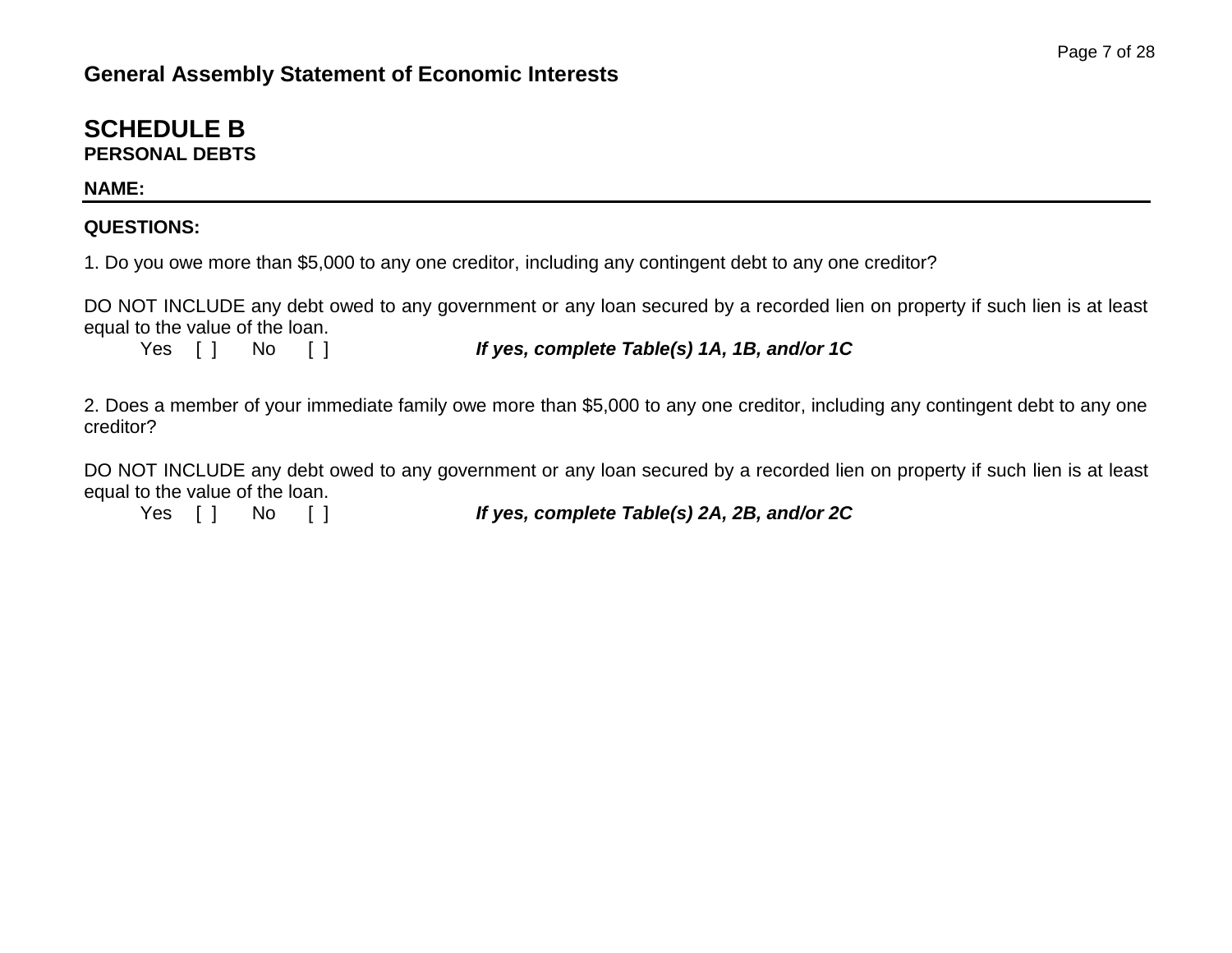## General Assembly Statement of Economic Interests

# SCHEDULE B

**PERSONAL DEBTS**

**NAME:**

---

**QUESTIONS:**

1. Do you owe more than $5,000 to any one creditor, including any contingent debt to any one creditor?

DO NOT INCLUDE any debt owed to any government or any loan secured by a recorded lien on property if such lien is at least equal to the value of the loan.

Yes [ ] No [ ] ***If yes, complete Table(s) 1A, 1B, and/or 1C***

2. Does a member of your immediate family owe more than $5,000 to any one creditor, including any contingent debt to any one creditor?

DO NOT INCLUDE any debt owed to any government or any loan secured by a recorded lien on property if such lien is at least equal to the value of the loan.

Yes [ ] No [ ] ***If yes, complete Table(s) 2A, 2B, and/or 2C***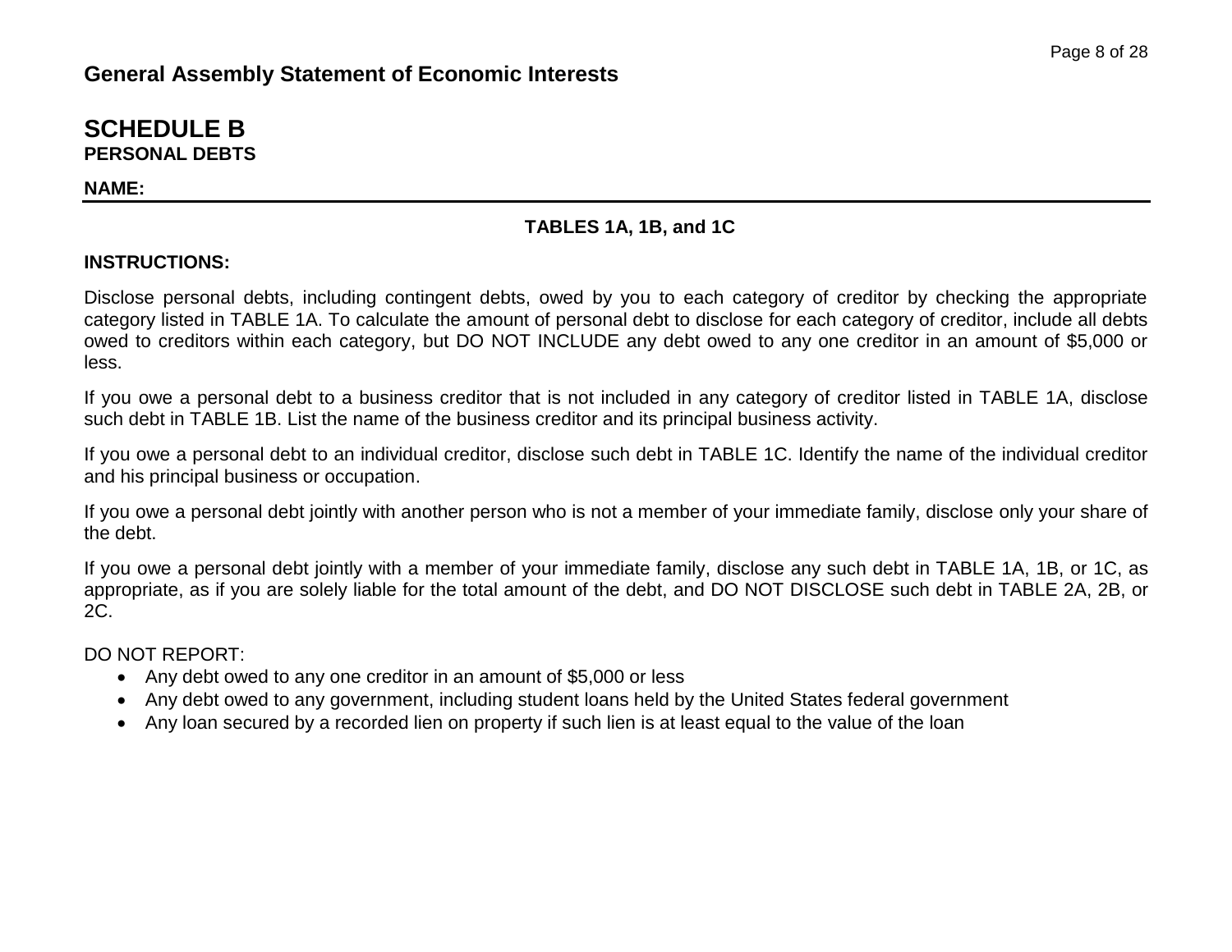## General Assembly Statement of Economic Interests

# SCHEDULE B

**PERSONAL DEBTS**

**NAME:**

---

### TABLES 1A, 1B, and 1C

**INSTRUCTIONS:**

Disclose personal debts, including contingent debts, owed by you to each category of creditor by checking the appropriate category listed in TABLE 1A. To calculate the amount of personal debt to disclose for each category of creditor, include all debts owed to creditors within each category, but DO NOT INCLUDE any debt owed to any one creditor in an amount of $5,000 or less.

If you owe a personal debt to a business creditor that is not included in any category of creditor listed in TABLE 1A, disclose such debt in TABLE 1B. List the name of the business creditor and its principal business activity.

If you owe a personal debt to an individual creditor, disclose such debt in TABLE 1C. Identify the name of the individual creditor and his principal business or occupation.

If you owe a personal debt jointly with another person who is not a member of your immediate family, disclose only your share of the debt.

If you owe a personal debt jointly with a member of your immediate family, disclose any such debt in TABLE 1A, 1B, or 1C, as appropriate, as if you are solely liable for the total amount of the debt, and DO NOT DISCLOSE such debt in TABLE 2A, 2B, or 2C.

DO NOT REPORT:

- Any debt owed to any one creditor in an amount of $5,000 or less
- Any debt owed to any government, including student loans held by the United States federal government
- Any loan secured by a recorded lien on property if such lien is at least equal to the value of the loan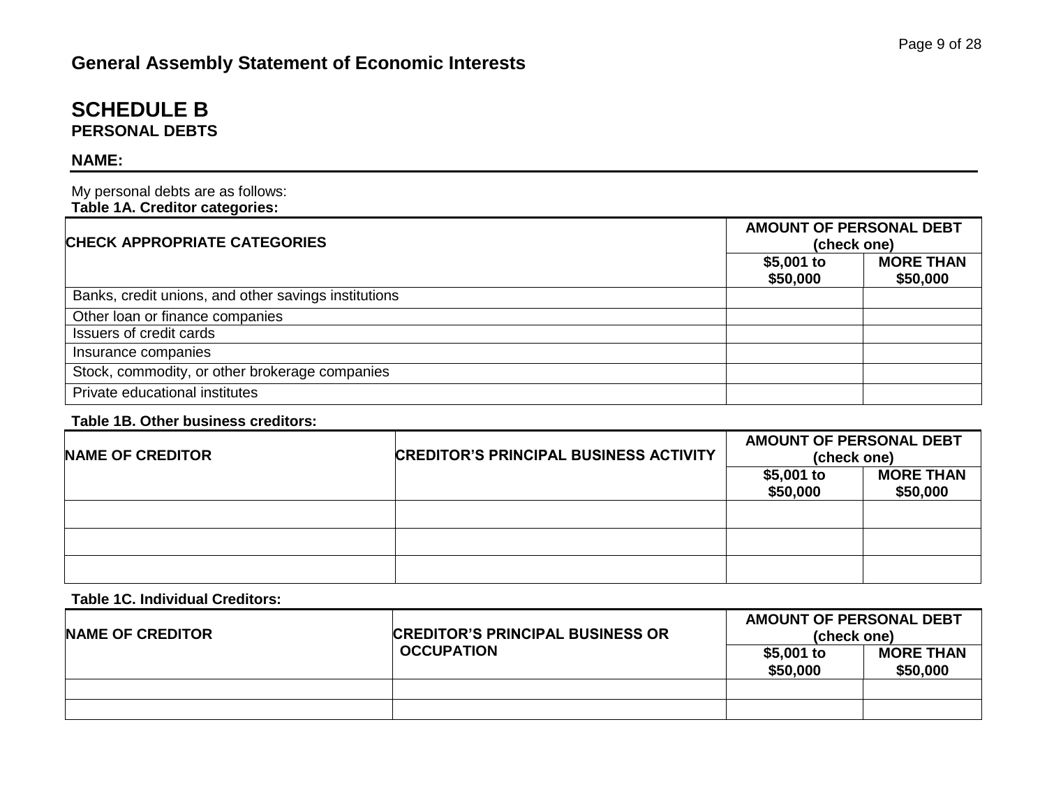## General Assembly Statement of Economic Interests

# SCHEDULE B
### PERSONAL DEBTS

**NAME:**

My personal debts are as follows:

**Table 1A. Creditor categories:**

| CHECK APPROPRIATE CATEGORIES | AMOUNT OF PERSONAL DEBT (check one) | |
|---|---|---|
| | $5,001 to $50,000 | MORE THAN $50,000 |
| Banks, credit unions, and other savings institutions | | |
| Other loan or finance companies | | |
| Issuers of credit cards | | |
| Insurance companies | | |
| Stock, commodity, or other brokerage companies | | |
| Private educational institutes | | |

**Table 1B. Other business creditors:**

| NAME OF CREDITOR | CREDITOR'S PRINCIPAL BUSINESS ACTIVITY | AMOUNT OF PERSONAL DEBT (check one) | |
|---|---|---|---|
| | | $5,001 to $50,000 | MORE THAN $50,000 |
| | | | |
| | | | |
| | | | |

**Table 1C. Individual Creditors:**

| NAME OF CREDITOR | CREDITOR'S PRINCIPAL BUSINESS OR OCCUPATION | AMOUNT OF PERSONAL DEBT (check one) | |
|---|---|---|---|
| | | $5,001 to $50,000 | MORE THAN $50,000 |
| | | | |
| | | | |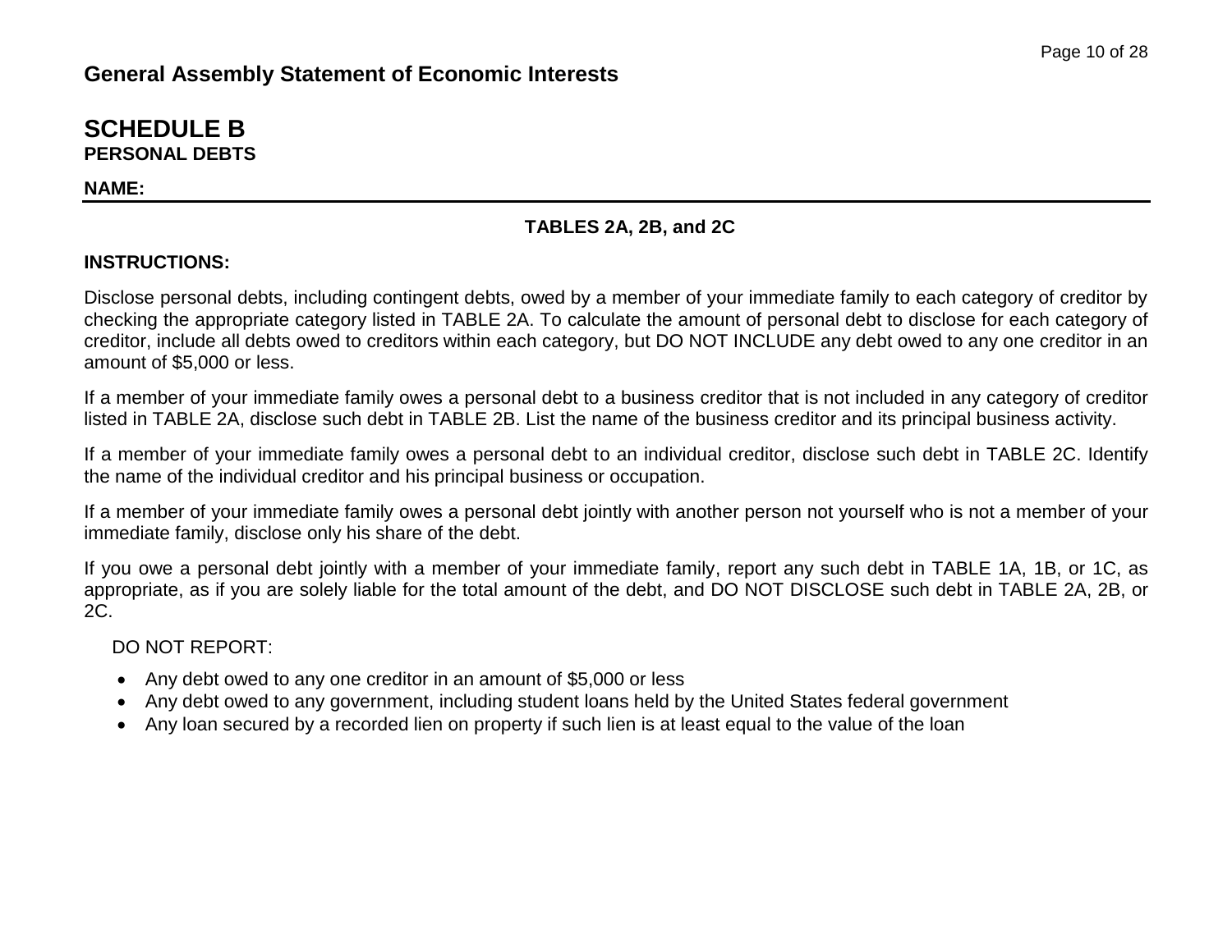## General Assembly Statement of Economic Interests

# SCHEDULE B

**PERSONAL DEBTS**

**NAME:**

---

**TABLES 2A, 2B, and 2C**

**INSTRUCTIONS:**

Disclose personal debts, including contingent debts, owed by a member of your immediate family to each category of creditor by checking the appropriate category listed in TABLE 2A. To calculate the amount of personal debt to disclose for each category of creditor, include all debts owed to creditors within each category, but DO NOT INCLUDE any debt owed to any one creditor in an amount of $5,000 or less.

If a member of your immediate family owes a personal debt to a business creditor that is not included in any category of creditor listed in TABLE 2A, disclose such debt in TABLE 2B. List the name of the business creditor and its principal business activity.

If a member of your immediate family owes a personal debt to an individual creditor, disclose such debt in TABLE 2C. Identify the name of the individual creditor and his principal business or occupation.

If a member of your immediate family owes a personal debt jointly with another person not yourself who is not a member of your immediate family, disclose only his share of the debt.

If you owe a personal debt jointly with a member of your immediate family, report any such debt in TABLE 1A, 1B, or 1C, as appropriate, as if you are solely liable for the total amount of the debt, and DO NOT DISCLOSE such debt in TABLE 2A, 2B, or 2C.

DO NOT REPORT:

- Any debt owed to any one creditor in an amount of $5,000 or less
- Any debt owed to any government, including student loans held by the United States federal government
- Any loan secured by a recorded lien on property if such lien is at least equal to the value of the loan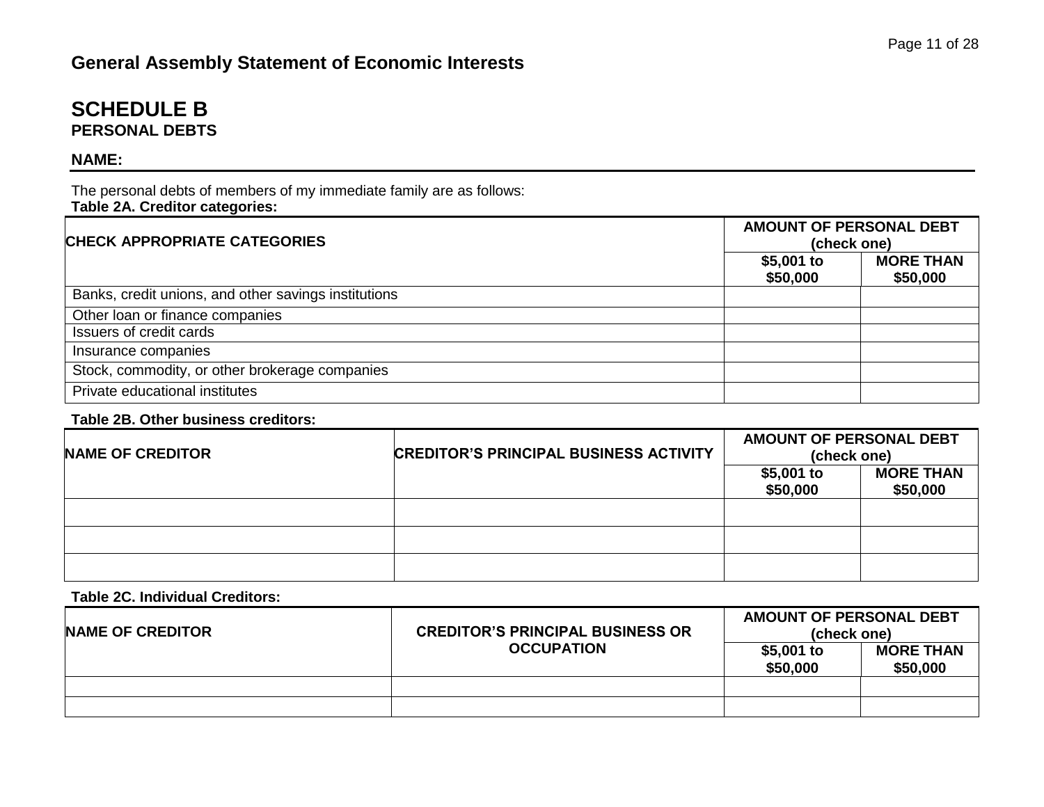## General Assembly Statement of Economic Interests

# SCHEDULE B

### PERSONAL DEBTS

**NAME:**

The personal debts of members of my immediate family are as follows:

**Table 2A. Creditor categories:**

| CHECK APPROPRIATE CATEGORIES | AMOUNT OF PERSONAL DEBT (check one) | |
|---|---|---|
| | $5,001 to $50,000 | MORE THAN $50,000 |
| Banks, credit unions, and other savings institutions | | |
| Other loan or finance companies | | |
| Issuers of credit cards | | |
| Insurance companies | | |
| Stock, commodity, or other brokerage companies | | |
| Private educational institutes | | |

**Table 2B. Other business creditors:**

| NAME OF CREDITOR | CREDITOR'S PRINCIPAL BUSINESS ACTIVITY | AMOUNT OF PERSONAL DEBT (check one) | |
|---|---|---|---|
| | | $5,001 to $50,000 | MORE THAN $50,000 |
| | | | |
| | | | |
| | | | |

**Table 2C. Individual Creditors:**

| NAME OF CREDITOR | CREDITOR'S PRINCIPAL BUSINESS OR OCCUPATION | AMOUNT OF PERSONAL DEBT (check one) | |
|---|---|---|---|
| | | $5,001 to $50,000 | MORE THAN $50,000 |
| | | | |
| | | | |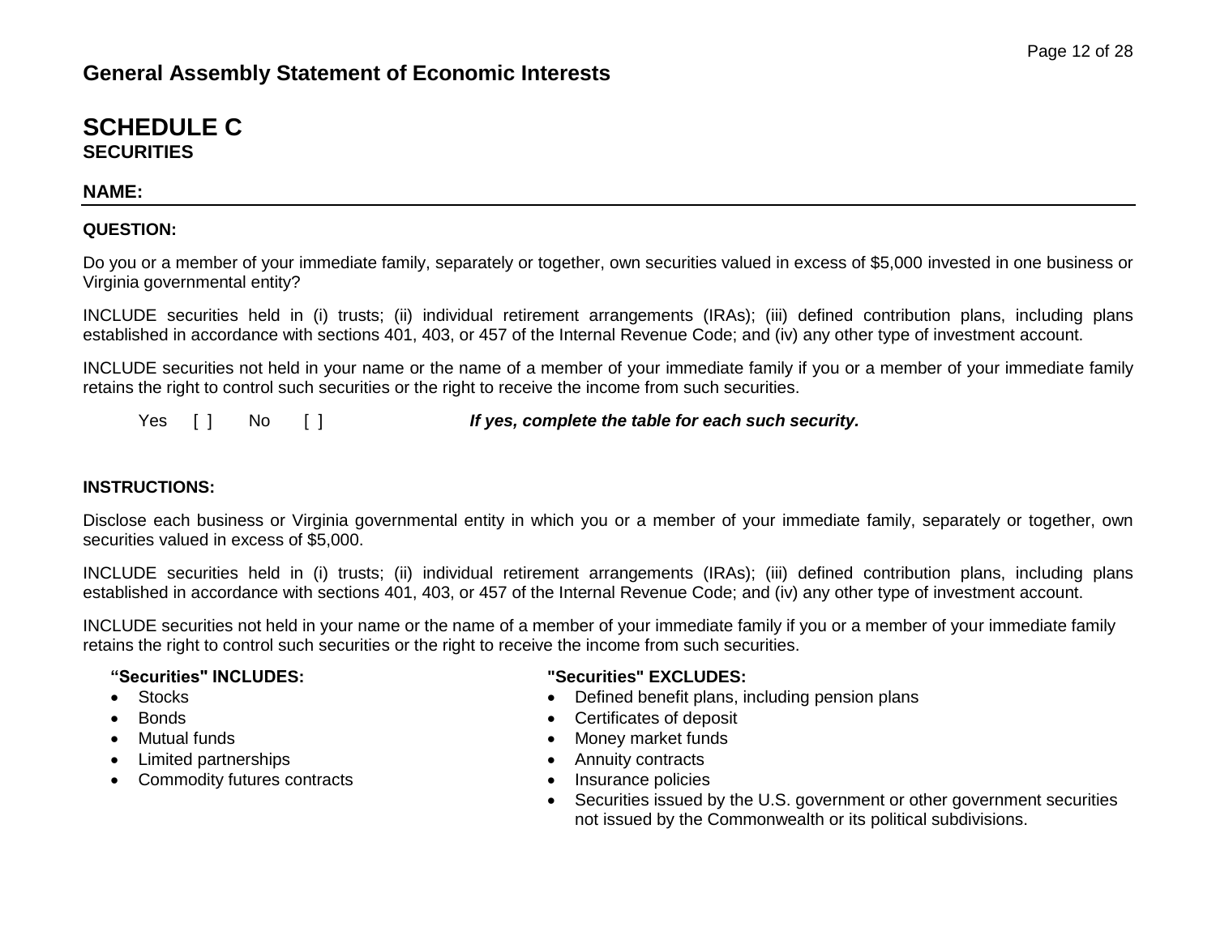# General Assembly Statement of Economic Interests

## SCHEDULE C
### SECURITIES

**NAME:**

---

**QUESTION:**

Do you or a member of your immediate family, separately or together, own securities valued in excess of $5,000 invested in one business or Virginia governmental entity?

INCLUDE securities held in (i) trusts; (ii) individual retirement arrangements (IRAs); (iii) defined contribution plans, including plans established in accordance with sections 401, 403, or 457 of the Internal Revenue Code; and (iv) any other type of investment account.

INCLUDE securities not held in your name or the name of a member of your immediate family if you or a member of your immediate family retains the right to control such securities or the right to receive the income from such securities.

Yes [ ] No [ ] ***If yes, complete the table for each such security.***

**INSTRUCTIONS:**

Disclose each business or Virginia governmental entity in which you or a member of your immediate family, separately or together, own securities valued in excess of $5,000.

INCLUDE securities held in (i) trusts; (ii) individual retirement arrangements (IRAs); (iii) defined contribution plans, including plans established in accordance with sections 401, 403, or 457 of the Internal Revenue Code; and (iv) any other type of investment account.

INCLUDE securities not held in your name or the name of a member of your immediate family if you or a member of your immediate family retains the right to control such securities or the right to receive the income from such securities.

**"Securities" INCLUDES:**

- Stocks
- Bonds
- Mutual funds
- Limited partnerships
- Commodity futures contracts

**"Securities" EXCLUDES:**

- Defined benefit plans, including pension plans
- Certificates of deposit
- Money market funds
- Annuity contracts
- Insurance policies
- Securities issued by the U.S. government or other government securities not issued by the Commonwealth or its political subdivisions.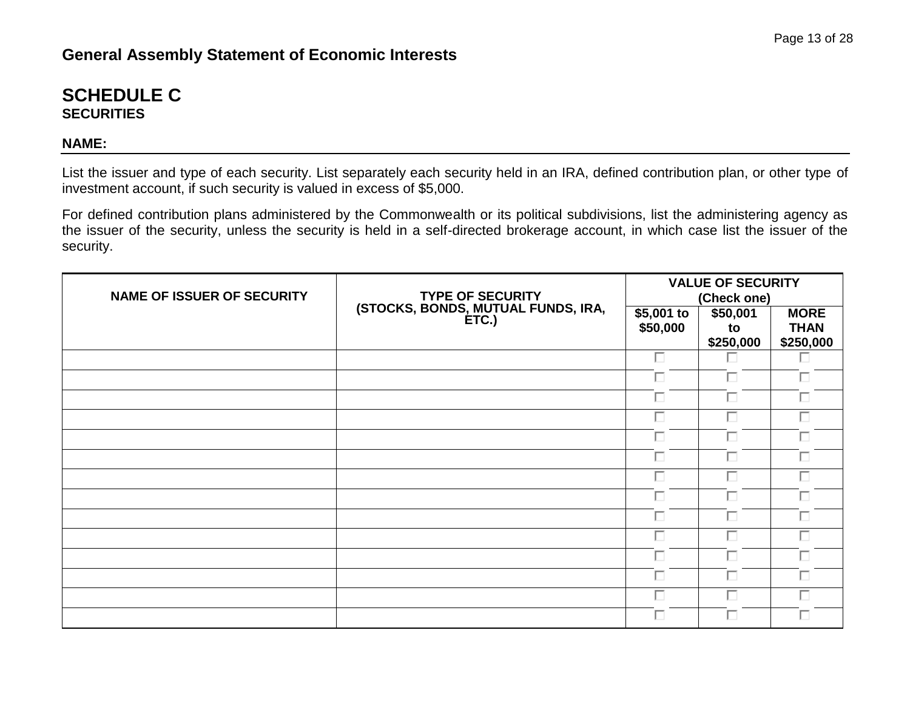## General Assembly Statement of Economic Interests

# SCHEDULE C
**SECURITIES**

**NAME:**

List the issuer and type of each security. List separately each security held in an IRA, defined contribution plan, or other type of investment account, if such security is valued in excess of $5,000.

For defined contribution plans administered by the Commonwealth or its political subdivisions, list the administering agency as the issuer of the security, unless the security is held in a self-directed brokerage account, in which case list the issuer of the security.

| NAME OF ISSUER OF SECURITY | TYPE OF SECURITY (STOCKS, BONDS, MUTUAL FUNDS, IRA, ETC.) | VALUE OF SECURITY (Check one) | | |
|---|---|---|---|---|
| | | $5,001 to $50,000 | $50,001 to $250,000 | MORE THAN $250,000 |
| | | ☐ | ☐ | ☐ |
| | | ☐ | ☐ | ☐ |
| | | ☐ | ☐ | ☐ |
| | | ☐ | ☐ | ☐ |
| | | ☐ | ☐ | ☐ |
| | | ☐ | ☐ | ☐ |
| | | ☐ | ☐ | ☐ |
| | | ☐ | ☐ | ☐ |
| | | ☐ | ☐ | ☐ |
| | | ☐ | ☐ | ☐ |
| | | ☐ | ☐ | ☐ |
| | | ☐ | ☐ | ☐ |
| | | ☐ | ☐ | ☐ |
| | | ☐ | ☐ | ☐ |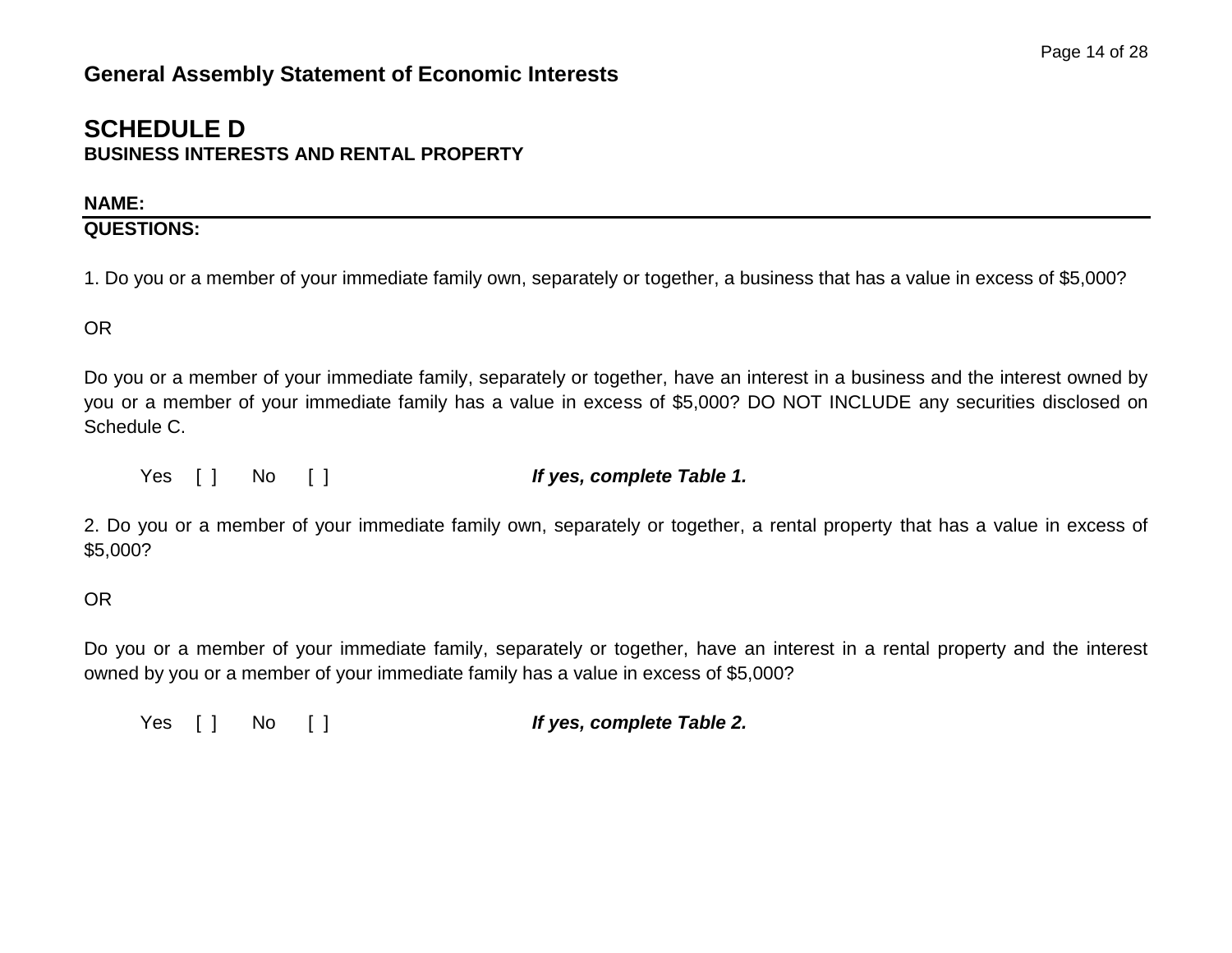## General Assembly Statement of Economic Interests

# SCHEDULE D

**BUSINESS INTERESTS AND RENTAL PROPERTY**

**NAME:**

**QUESTIONS:**

1. Do you or a member of your immediate family own, separately or together, a business that has a value in excess of $5,000?

OR

Do you or a member of your immediate family, separately or together, have an interest in a business and the interest owned by you or a member of your immediate family has a value in excess of $5,000? DO NOT INCLUDE any securities disclosed on Schedule C.

Yes [ ] No [ ] ***If yes, complete Table 1.***

2. Do you or a member of your immediate family own, separately or together, a rental property that has a value in excess of $5,000?

OR

Do you or a member of your immediate family, separately or together, have an interest in a rental property and the interest owned by you or a member of your immediate family has a value in excess of $5,000?

Yes [ ] No [ ] ***If yes, complete Table 2.***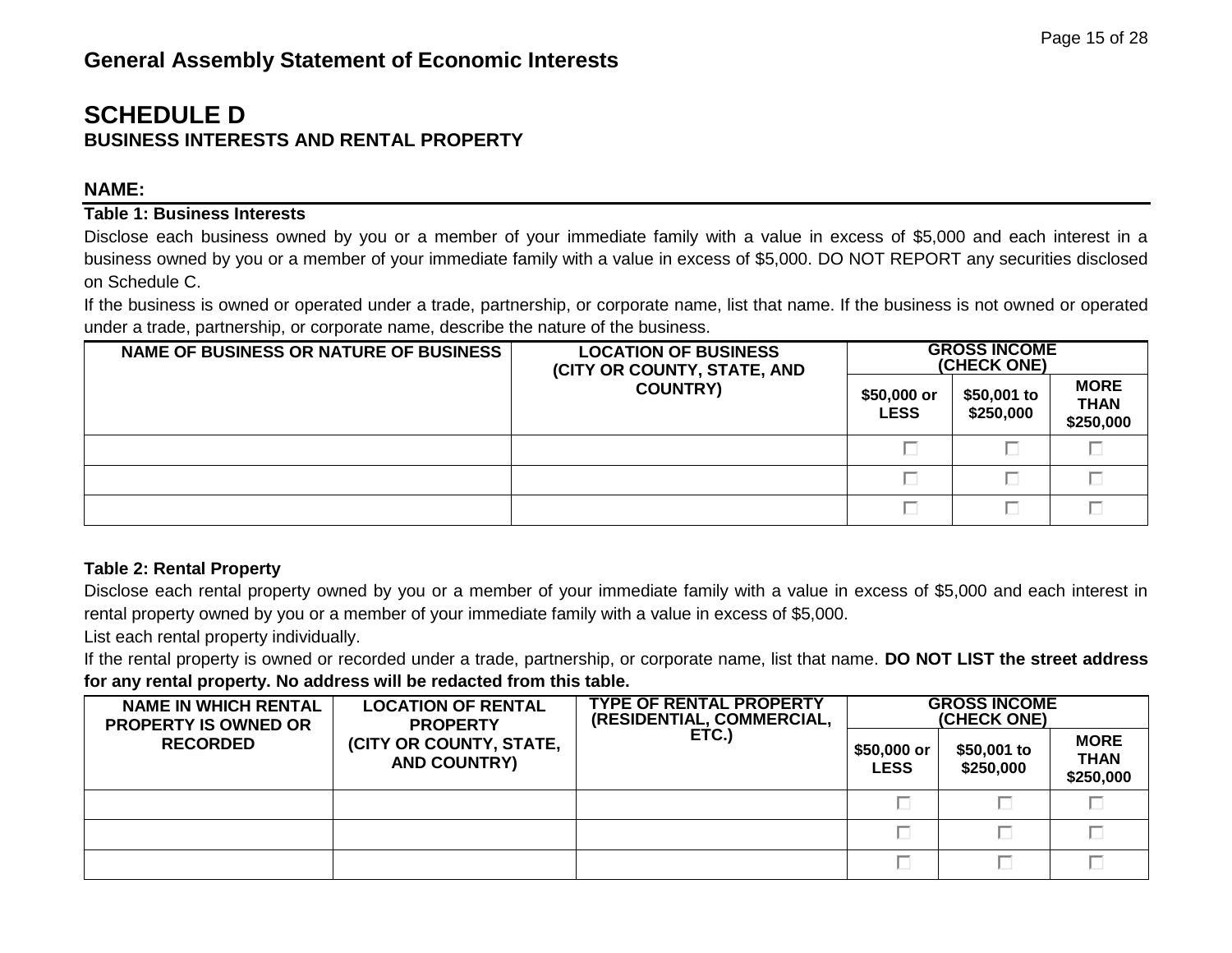## General Assembly Statement of Economic Interests

# SCHEDULE D

### BUSINESS INTERESTS AND RENTAL PROPERTY

**NAME:**

**Table 1: Business Interests**

Disclose each business owned by you or a member of your immediate family with a value in excess of $5,000 and each interest in a business owned by you or a member of your immediate family with a value in excess of $5,000. DO NOT REPORT any securities disclosed on Schedule C.

If the business is owned or operated under a trade, partnership, or corporate name, list that name. If the business is not owned or operated under a trade, partnership, or corporate name, describe the nature of the business.

| NAME OF BUSINESS OR NATURE OF BUSINESS | LOCATION OF BUSINESS (CITY OR COUNTY, STATE, AND COUNTRY) | GROSS INCOME (CHECK ONE) | | |
|---|---|---|---|---|
| | | $50,000 or LESS | $50,001 to $250,000 | MORE THAN $250,000 |
| | | ☐ | ☐ | ☐ |
| | | ☐ | ☐ | ☐ |
| | | ☐ | ☐ | ☐ |

**Table 2: Rental Property**

Disclose each rental property owned by you or a member of your immediate family with a value in excess of $5,000 and each interest in rental property owned by you or a member of your immediate family with a value in excess of $5,000.

List each rental property individually.

If the rental property is owned or recorded under a trade, partnership, or corporate name, list that name. **DO NOT LIST the street address for any rental property. No address will be redacted from this table.**

| NAME IN WHICH RENTAL PROPERTY IS OWNED OR RECORDED | LOCATION OF RENTAL PROPERTY (CITY OR COUNTY, STATE, AND COUNTRY) | TYPE OF RENTAL PROPERTY (RESIDENTIAL, COMMERCIAL, ETC.) | GROSS INCOME (CHECK ONE) | | |
|---|---|---|---|---|---|
| | | | $50,000 or LESS | $50,001 to $250,000 | MORE THAN $250,000 |
| | | | ☐ | ☐ | ☐ |
| | | | ☐ | ☐ | ☐ |
| | | | ☐ | ☐ | ☐ |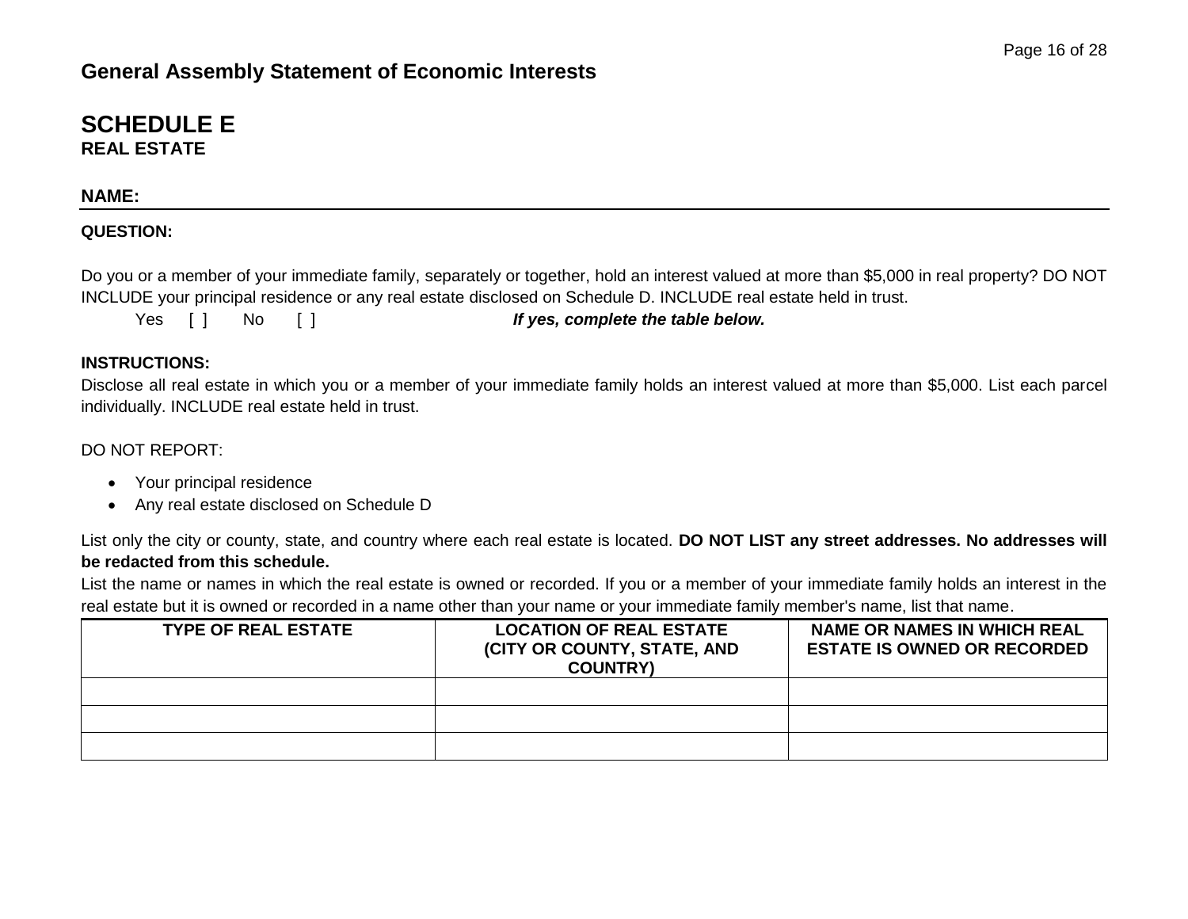## General Assembly Statement of Economic Interests

# SCHEDULE E
**REAL ESTATE**

**NAME:**

---

**QUESTION:**

Do you or a member of your immediate family, separately or together, hold an interest valued at more than $5,000 in real property? DO NOT INCLUDE your principal residence or any real estate disclosed on Schedule D. INCLUDE real estate held in trust.

Yes [ ] No [ ] ***If yes, complete the table below.***

**INSTRUCTIONS:**

Disclose all real estate in which you or a member of your immediate family holds an interest valued at more than $5,000. List each parcel individually. INCLUDE real estate held in trust.

DO NOT REPORT:

- Your principal residence
- Any real estate disclosed on Schedule D

List only the city or county, state, and country where each real estate is located. **DO NOT LIST any street addresses. No addresses will be redacted from this schedule.**

List the name or names in which the real estate is owned or recorded. If you or a member of your immediate family holds an interest in the real estate but it is owned or recorded in a name other than your name or your immediate family member's name, list that name.

| TYPE OF REAL ESTATE | LOCATION OF REAL ESTATE (CITY OR COUNTY, STATE, AND COUNTRY) | NAME OR NAMES IN WHICH REAL ESTATE IS OWNED OR RECORDED |
|---|---|---|
| | | |
| | | |
| | | |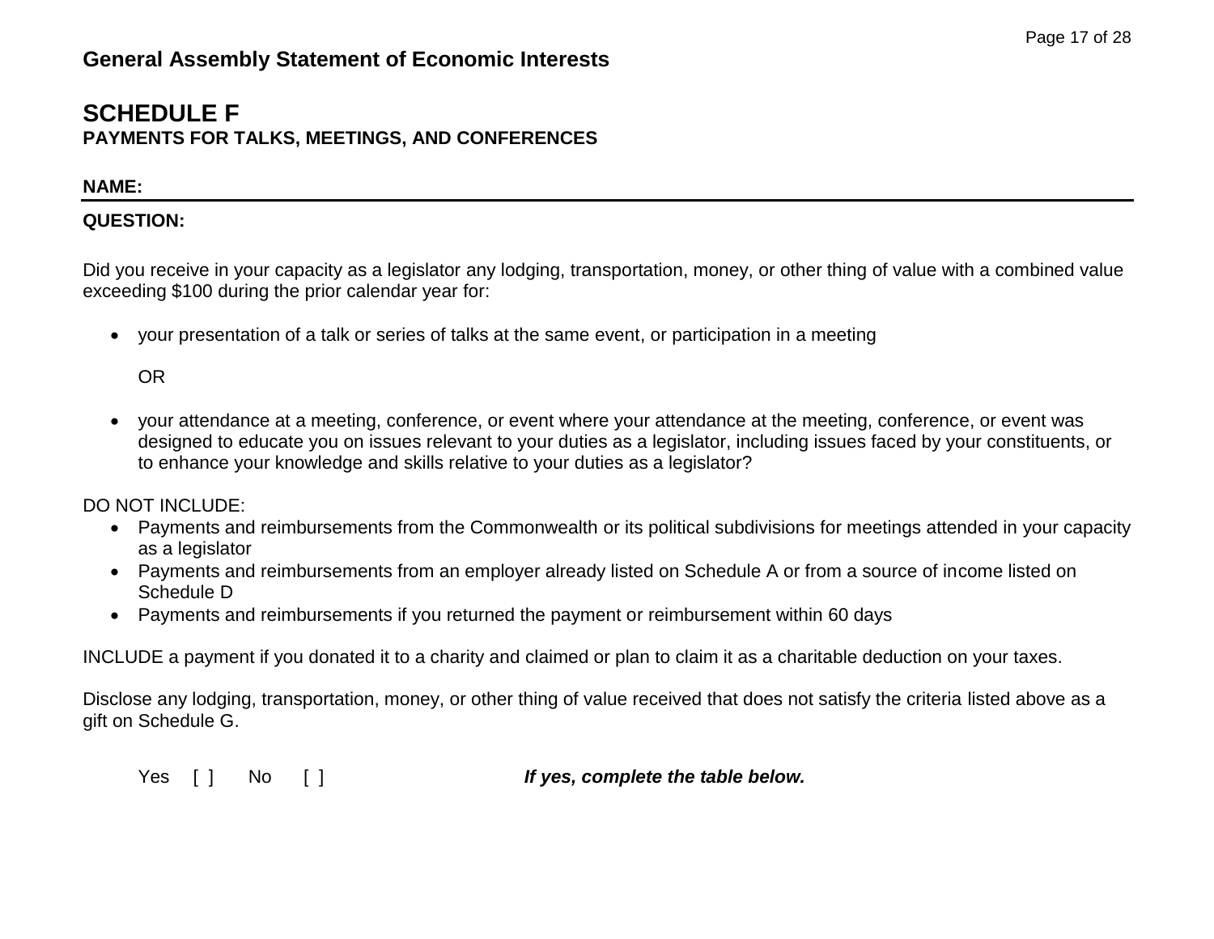## General Assembly Statement of Economic Interests

# SCHEDULE F

**PAYMENTS FOR TALKS, MEETINGS, AND CONFERENCES**

**NAME:**

**QUESTION:**

Did you receive in your capacity as a legislator any lodging, transportation, money, or other thing of value with a combined value exceeding $100 during the prior calendar year for:

- your presentation of a talk or series of talks at the same event, or participation in a meeting

  OR

- your attendance at a meeting, conference, or event where your attendance at the meeting, conference, or event was designed to educate you on issues relevant to your duties as a legislator, including issues faced by your constituents, or to enhance your knowledge and skills relative to your duties as a legislator?

DO NOT INCLUDE:

- Payments and reimbursements from the Commonwealth or its political subdivisions for meetings attended in your capacity as a legislator
- Payments and reimbursements from an employer already listed on Schedule A or from a source of income listed on Schedule D
- Payments and reimbursements if you returned the payment or reimbursement within 60 days

INCLUDE a payment if you donated it to a charity and claimed or plan to claim it as a charitable deduction on your taxes.

Disclose any lodging, transportation, money, or other thing of value received that does not satisfy the criteria listed above as a gift on Schedule G.

Yes [ ] No [ ] ***If yes, complete the table below.***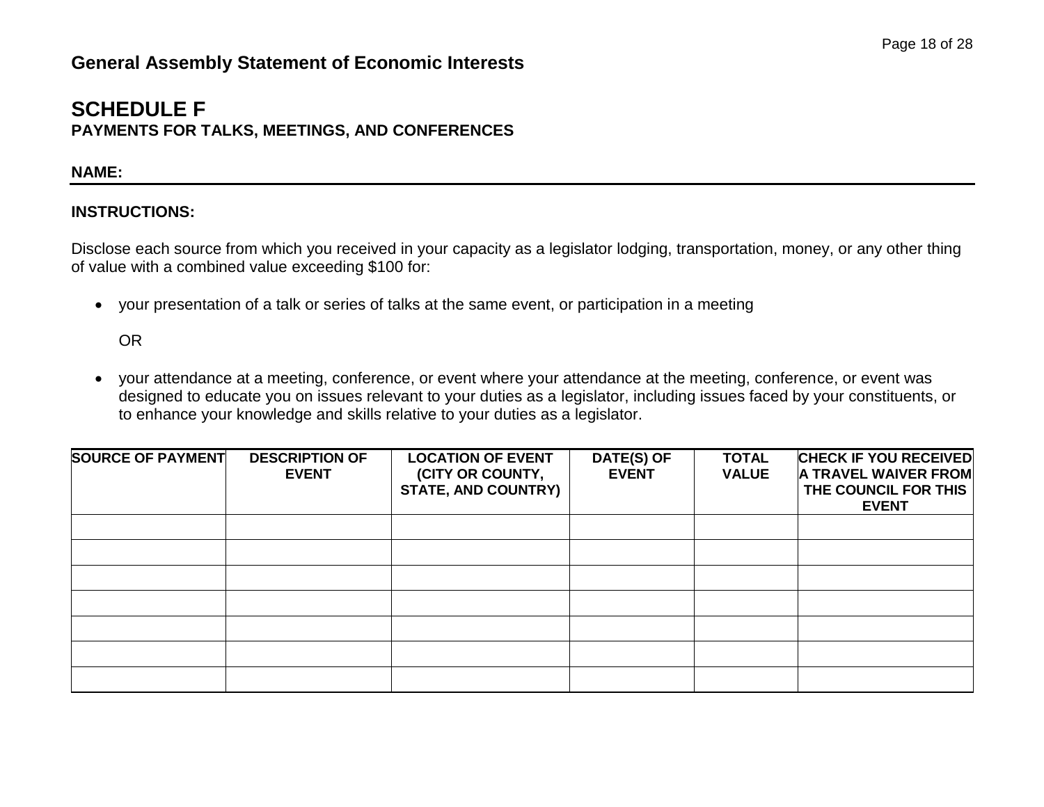## General Assembly Statement of Economic Interests

# SCHEDULE F

**PAYMENTS FOR TALKS, MEETINGS, AND CONFERENCES**

**NAME:**

**INSTRUCTIONS:**

Disclose each source from which you received in your capacity as a legislator lodging, transportation, money, or any other thing of value with a combined value exceeding $100 for:

- your presentation of a talk or series of talks at the same event, or participation in a meeting

  OR

- your attendance at a meeting, conference, or event where your attendance at the meeting, conference, or event was designed to educate you on issues relevant to your duties as a legislator, including issues faced by your constituents, or to enhance your knowledge and skills relative to your duties as a legislator.

| SOURCE OF PAYMENT | DESCRIPTION OF EVENT | LOCATION OF EVENT (CITY OR COUNTY, STATE, AND COUNTRY) | DATE(S) OF EVENT | TOTAL VALUE | CHECK IF YOU RECEIVED A TRAVEL WAIVER FROM THE COUNCIL FOR THIS EVENT |
|---|---|---|---|---|---|
| | | | | | |
| | | | | | |
| | | | | | |
| | | | | | |
| | | | | | |
| | | | | | |
| | | | | | |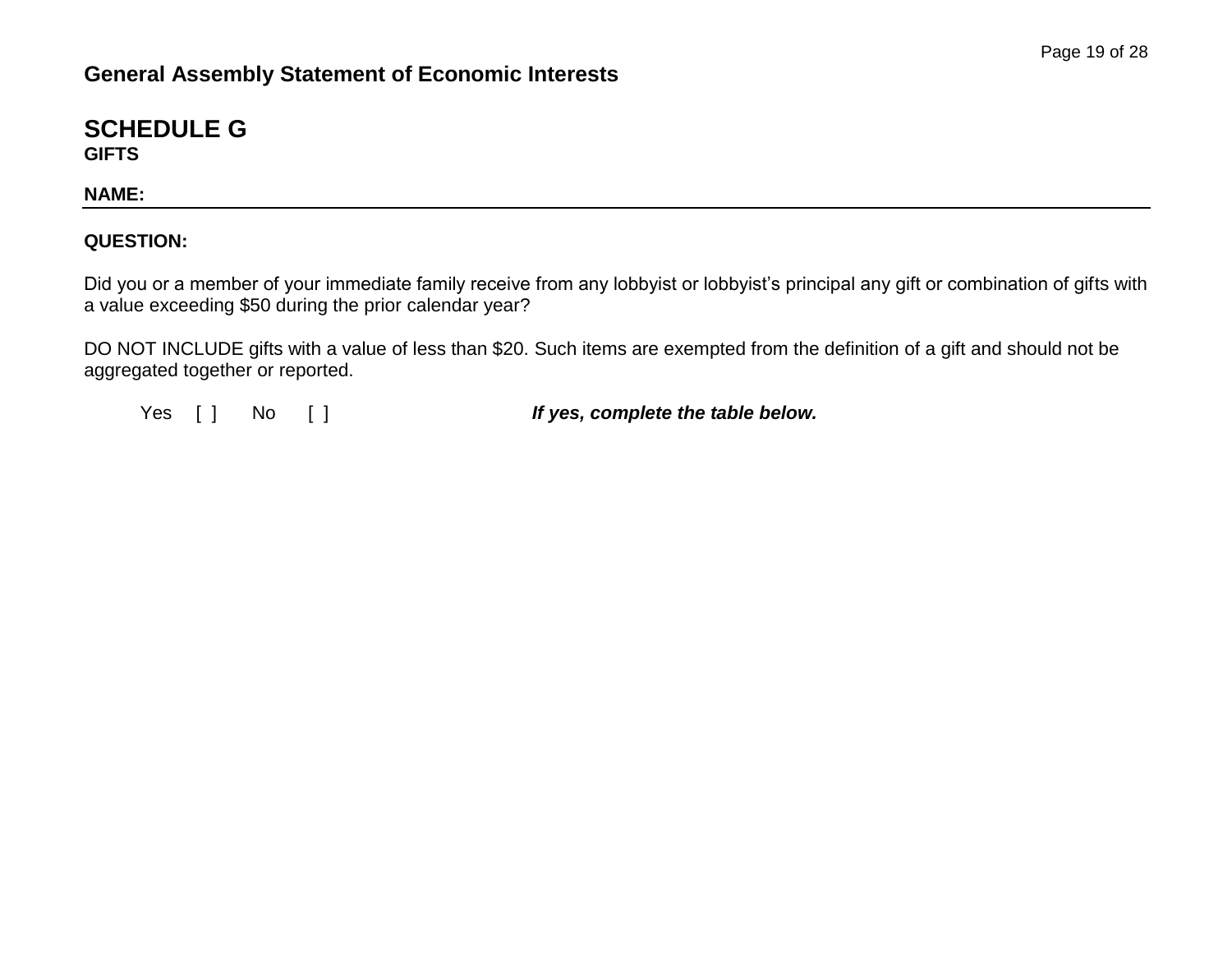## General Assembly Statement of Economic Interests

# SCHEDULE G

**GIFTS**

**NAME:**

---

**QUESTION:**

Did you or a member of your immediate family receive from any lobbyist or lobbyist's principal any gift or combination of gifts with a value exceeding $50 during the prior calendar year?

DO NOT INCLUDE gifts with a value of less than $20. Such items are exempted from the definition of a gift and should not be aggregated together or reported.

Yes [ ] No [ ] ***If yes, complete the table below.***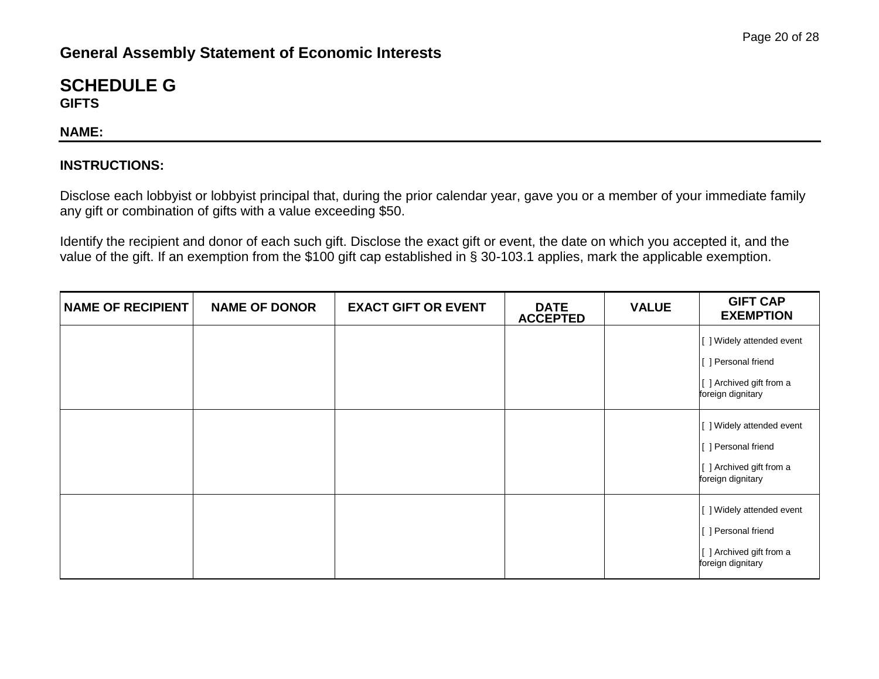## General Assembly Statement of Economic Interests

# SCHEDULE G
**GIFTS**

**NAME:**

**INSTRUCTIONS:**

Disclose each lobbyist or lobbyist principal that, during the prior calendar year, gave you or a member of your immediate family any gift or combination of gifts with a value exceeding $50.

Identify the recipient and donor of each such gift. Disclose the exact gift or event, the date on which you accepted it, and the value of the gift. If an exemption from the $100 gift cap established in § 30-103.1 applies, mark the applicable exemption.

| NAME OF RECIPIENT | NAME OF DONOR | EXACT GIFT OR EVENT | DATE ACCEPTED | VALUE | GIFT CAP EXEMPTION |
|---|---|---|---|---|---|
| | | | | | [ ] Widely attended event<br>[ ] Personal friend<br>[ ] Archived gift from a foreign dignitary |
| | | | | | [ ] Widely attended event<br>[ ] Personal friend<br>[ ] Archived gift from a foreign dignitary |
| | | | | | [ ] Widely attended event<br>[ ] Personal friend<br>[ ] Archived gift from a foreign dignitary |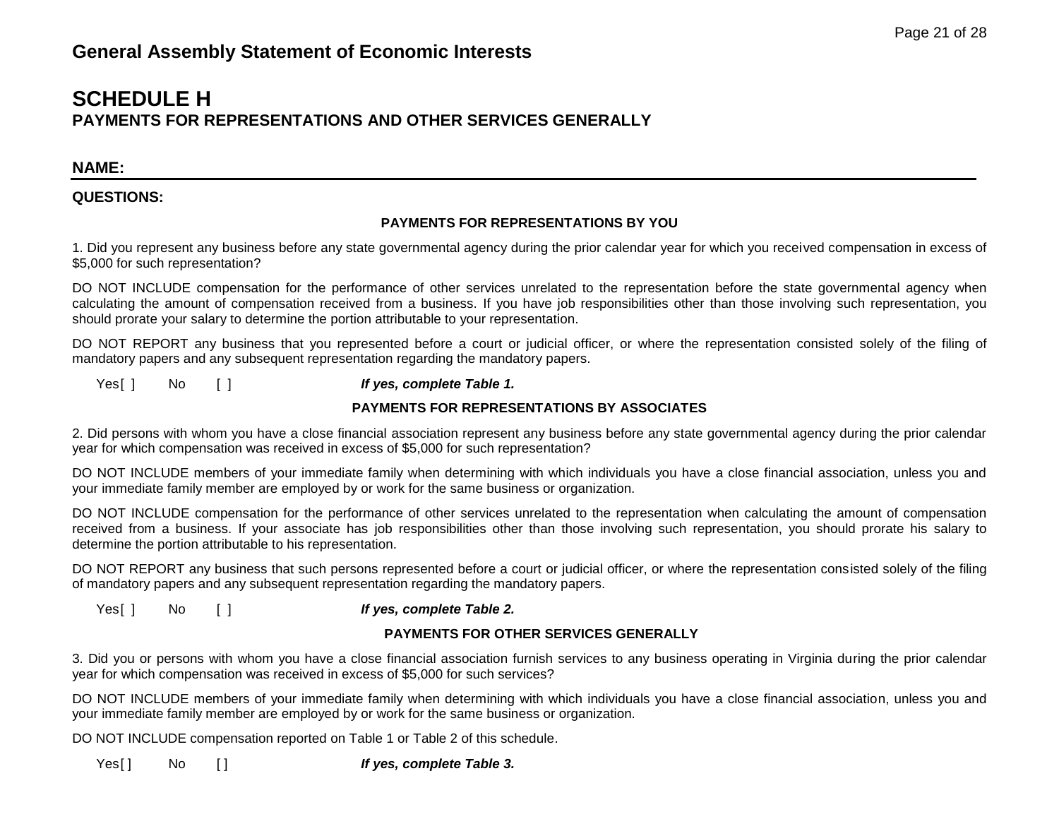## General Assembly Statement of Economic Interests

# SCHEDULE H

## PAYMENTS FOR REPRESENTATIONS AND OTHER SERVICES GENERALLY

**NAME:**

**QUESTIONS:**

**PAYMENTS FOR REPRESENTATIONS BY YOU**

1. Did you represent any business before any state governmental agency during the prior calendar year for which you received compensation in excess of $5,000 for such representation?

DO NOT INCLUDE compensation for the performance of other services unrelated to the representation before the state governmental agency when calculating the amount of compensation received from a business. If you have job responsibilities other than those involving such representation, you should prorate your salary to determine the portion attributable to your representation.

DO NOT REPORT any business that you represented before a court or judicial officer, or where the representation consisted solely of the filing of mandatory papers and any subsequent representation regarding the mandatory papers.

Yes [ ]   No [ ]   ***If yes, complete Table 1.***

**PAYMENTS FOR REPRESENTATIONS BY ASSOCIATES**

2. Did persons with whom you have a close financial association represent any business before any state governmental agency during the prior calendar year for which compensation was received in excess of $5,000 for such representation?

DO NOT INCLUDE members of your immediate family when determining with which individuals you have a close financial association, unless you and your immediate family member are employed by or work for the same business or organization.

DO NOT INCLUDE compensation for the performance of other services unrelated to the representation when calculating the amount of compensation received from a business. If your associate has job responsibilities other than those involving such representation, you should prorate his salary to determine the portion attributable to his representation.

DO NOT REPORT any business that such persons represented before a court or judicial officer, or where the representation consisted solely of the filing of mandatory papers and any subsequent representation regarding the mandatory papers.

Yes [ ]   No [ ]   ***If yes, complete Table 2.***

**PAYMENTS FOR OTHER SERVICES GENERALLY**

3. Did you or persons with whom you have a close financial association furnish services to any business operating in Virginia during the prior calendar year for which compensation was received in excess of $5,000 for such services?

DO NOT INCLUDE members of your immediate family when determining with which individuals you have a close financial association, unless you and your immediate family member are employed by or work for the same business or organization.

DO NOT INCLUDE compensation reported on Table 1 or Table 2 of this schedule.

Yes [ ]   No [ ]   ***If yes, complete Table 3.***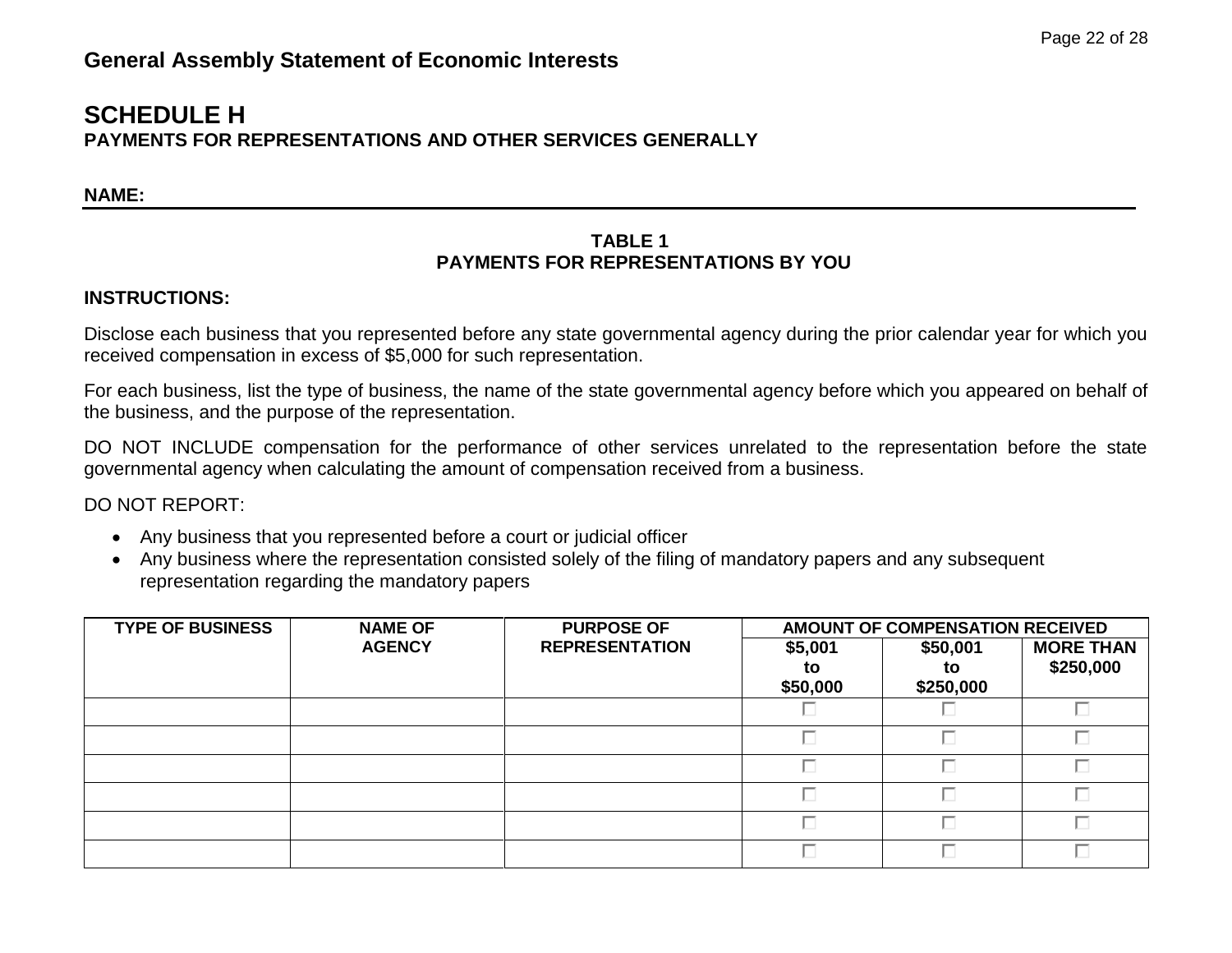## General Assembly Statement of Economic Interests

# SCHEDULE H

**PAYMENTS FOR REPRESENTATIONS AND OTHER SERVICES GENERALLY**

**NAME:**

### TABLE 1
### PAYMENTS FOR REPRESENTATIONS BY YOU

**INSTRUCTIONS:**

Disclose each business that you represented before any state governmental agency during the prior calendar year for which you received compensation in excess of $5,000 for such representation.

For each business, list the type of business, the name of the state governmental agency before which you appeared on behalf of the business, and the purpose of the representation.

DO NOT INCLUDE compensation for the performance of other services unrelated to the representation before the state governmental agency when calculating the amount of compensation received from a business.

DO NOT REPORT:

- Any business that you represented before a court or judicial officer
- Any business where the representation consisted solely of the filing of mandatory papers and any subsequent representation regarding the mandatory papers

| TYPE OF BUSINESS | NAME OF AGENCY | PURPOSE OF REPRESENTATION | AMOUNT OF COMPENSATION RECEIVED | | |
|---|---|---|---|---|---|
| | | | $5,001 to $50,000 | $50,001 to $250,000 | MORE THAN $250,000 |
| | | | ☐ | ☐ | ☐ |
| | | | ☐ | ☐ | ☐ |
| | | | ☐ | ☐ | ☐ |
| | | | ☐ | ☐ | ☐ |
| | | | ☐ | ☐ | ☐ |
| | | | ☐ | ☐ | ☐ |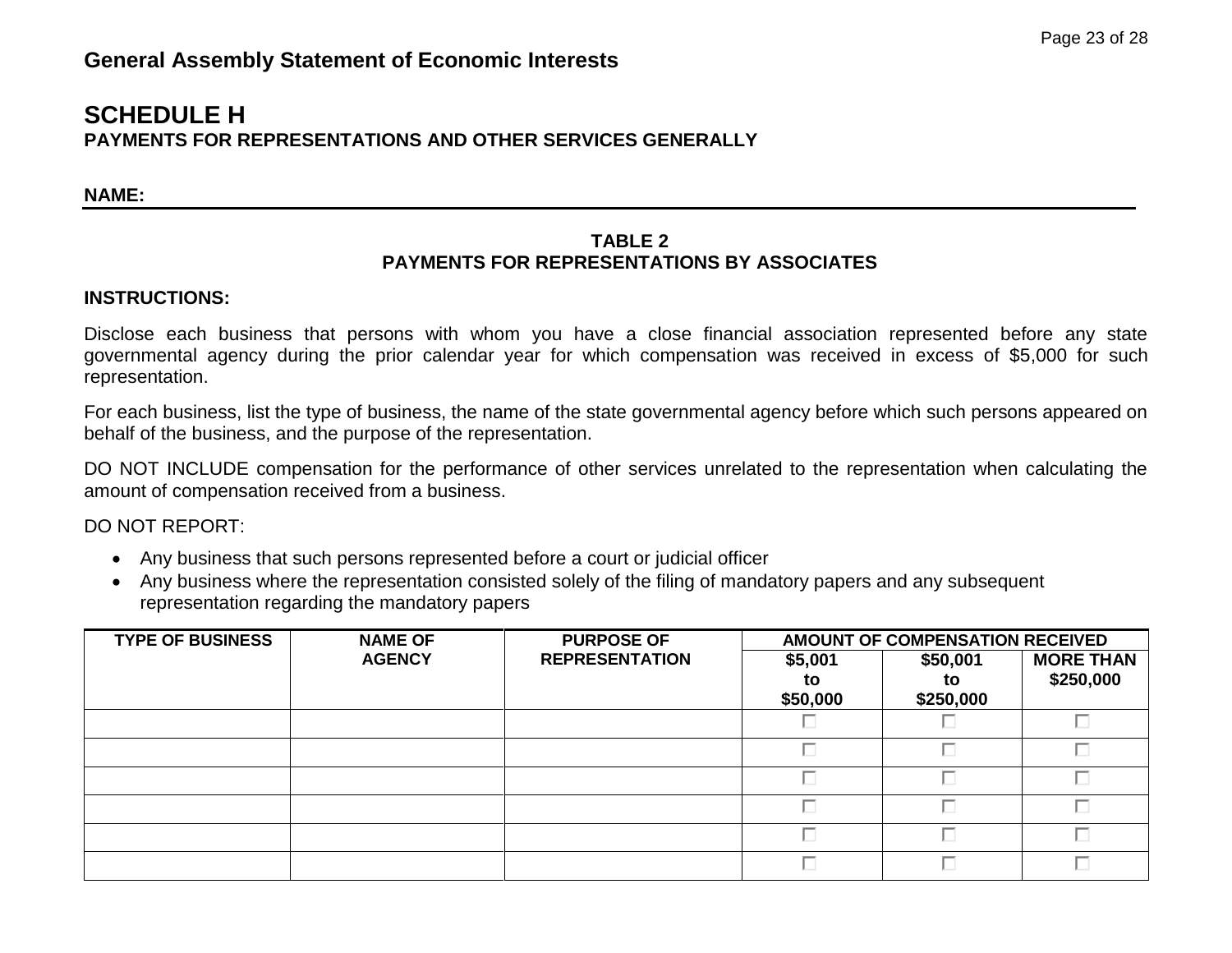## General Assembly Statement of Economic Interests

# SCHEDULE H

**PAYMENTS FOR REPRESENTATIONS AND OTHER SERVICES GENERALLY**

**NAME:**

### TABLE 2
### PAYMENTS FOR REPRESENTATIONS BY ASSOCIATES

**INSTRUCTIONS:**

Disclose each business that persons with whom you have a close financial association represented before any state governmental agency during the prior calendar year for which compensation was received in excess of $5,000 for such representation.

For each business, list the type of business, the name of the state governmental agency before which such persons appeared on behalf of the business, and the purpose of the representation.

DO NOT INCLUDE compensation for the performance of other services unrelated to the representation when calculating the amount of compensation received from a business.

DO NOT REPORT:

- Any business that such persons represented before a court or judicial officer
- Any business where the representation consisted solely of the filing of mandatory papers and any subsequent representation regarding the mandatory papers

| TYPE OF BUSINESS | NAME OF AGENCY | PURPOSE OF REPRESENTATION | AMOUNT OF COMPENSATION RECEIVED | | |
|---|---|---|---|---|---|
| | | | $5,001 to $50,000 | $50,001 to $250,000 | MORE THAN $250,000 |
| | | | ☐ | ☐ | ☐ |
| | | | ☐ | ☐ | ☐ |
| | | | ☐ | ☐ | ☐ |
| | | | ☐ | ☐ | ☐ |
| | | | ☐ | ☐ | ☐ |
| | | | ☐ | ☐ | ☐ |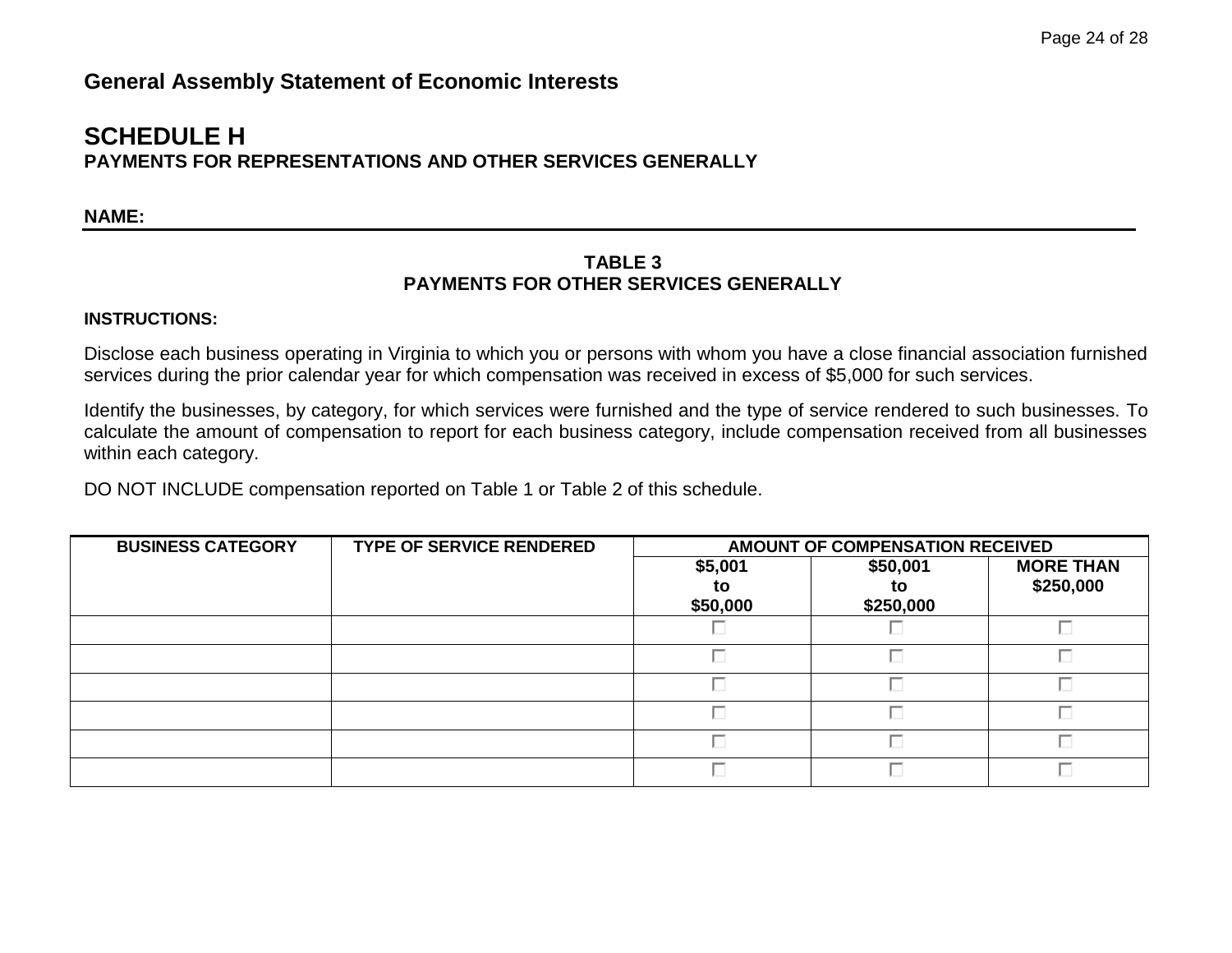## General Assembly Statement of Economic Interests

# SCHEDULE H

**PAYMENTS FOR REPRESENTATIONS AND OTHER SERVICES GENERALLY**

**NAME:**

### TABLE 3
### PAYMENTS FOR OTHER SERVICES GENERALLY

**INSTRUCTIONS:**

Disclose each business operating in Virginia to which you or persons with whom you have a close financial association furnished services during the prior calendar year for which compensation was received in excess of $5,000 for such services.

Identify the businesses, by category, for which services were furnished and the type of service rendered to such businesses. To calculate the amount of compensation to report for each business category, include compensation received from all businesses within each category.

DO NOT INCLUDE compensation reported on Table 1 or Table 2 of this schedule.

| BUSINESS CATEGORY | TYPE OF SERVICE RENDERED | AMOUNT OF COMPENSATION RECEIVED | | |
|---|---|---|---|---|
| | | $5,001 to $50,000 | $50,001 to $250,000 | MORE THAN $250,000 |
| | | ☐ | ☐ | ☐ |
| | | ☐ | ☐ | ☐ |
| | | ☐ | ☐ | ☐ |
| | | ☐ | ☐ | ☐ |
| | | ☐ | ☐ | ☐ |
| | | ☐ | ☐ | ☐ |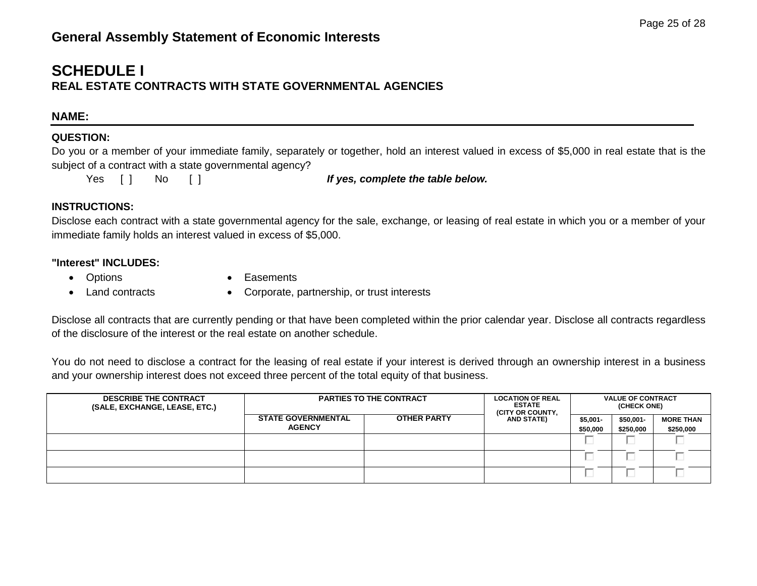## General Assembly Statement of Economic Interests

# SCHEDULE I

### REAL ESTATE CONTRACTS WITH STATE GOVERNMENTAL AGENCIES

**NAME:**

**QUESTION:**

Do you or a member of your immediate family, separately or together, hold an interest valued in excess of $5,000 in real estate that is the subject of a contract with a state governmental agency?

Yes [ ] No [ ] ***If yes, complete the table below.***

**INSTRUCTIONS:**

Disclose each contract with a state governmental agency for the sale, exchange, or leasing of real estate in which you or a member of your immediate family holds an interest valued in excess of $5,000.

**"Interest" INCLUDES:**

- Options
- Easements
- Land contracts
- Corporate, partnership, or trust interests

Disclose all contracts that are currently pending or that have been completed within the prior calendar year. Disclose all contracts regardless of the disclosure of the interest or the real estate on another schedule.

You do not need to disclose a contract for the leasing of real estate if your interest is derived through an ownership interest in a business and your ownership interest does not exceed three percent of the total equity of that business.

| DESCRIBE THE CONTRACT (SALE, EXCHANGE, LEASE, ETC.) | PARTIES TO THE CONTRACT | | LOCATION OF REAL ESTATE (CITY OR COUNTY, AND STATE) | VALUE OF CONTRACT (CHECK ONE) | | |
|---|---|---|---|---|---|---|
| | STATE GOVERNMENTAL AGENCY | OTHER PARTY | | $5,001-$50,000 | $50,001-$250,000 | MORE THAN $250,000 |
| | | | | ☐ | ☐ | ☐ |
| | | | | ☐ | ☐ | ☐ |
| | | | | ☐ | ☐ | ☐ |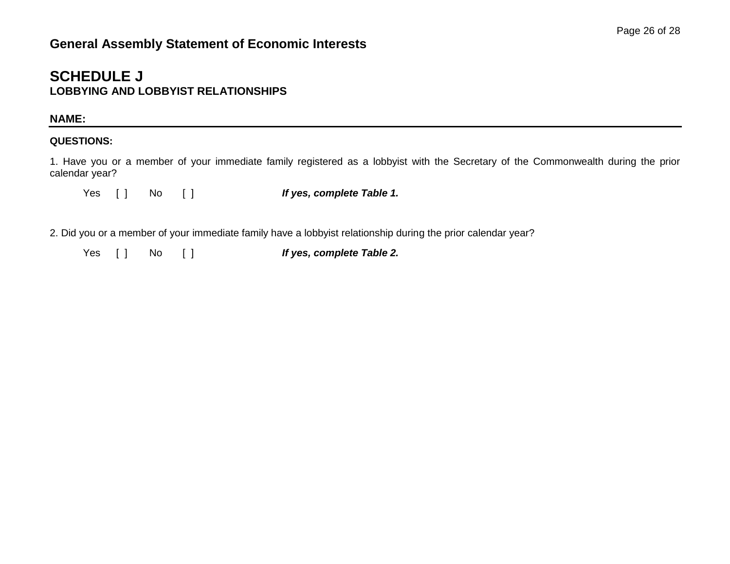## General Assembly Statement of Economic Interests

# SCHEDULE J

**LOBBYING AND LOBBYIST RELATIONSHIPS**

**NAME:**

**QUESTIONS:**

1. Have you or a member of your immediate family registered as a lobbyist with the Secretary of the Commonwealth during the prior calendar year?

Yes [ ] No [ ] ***If yes, complete Table 1.***

2. Did you or a member of your immediate family have a lobbyist relationship during the prior calendar year?

Yes [ ] No [ ] ***If yes, complete Table 2.***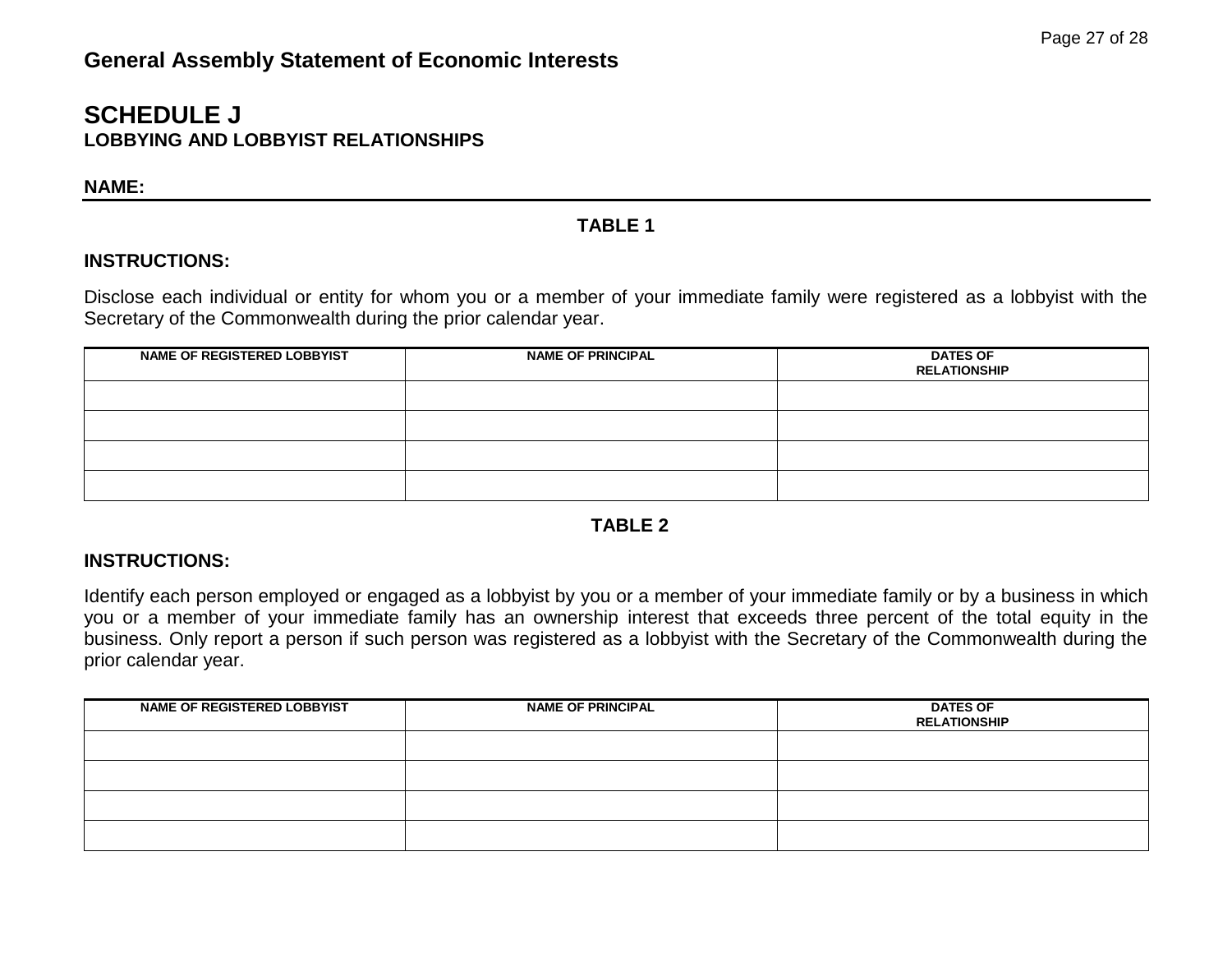## General Assembly Statement of Economic Interests

# SCHEDULE J

**LOBBYING AND LOBBYIST RELATIONSHIPS**

**NAME:**

**TABLE 1**

**INSTRUCTIONS:**

Disclose each individual or entity for whom you or a member of your immediate family were registered as a lobbyist with the Secretary of the Commonwealth during the prior calendar year.

| NAME OF REGISTERED LOBBYIST | NAME OF PRINCIPAL | DATES OF RELATIONSHIP |
|---|---|---|
| | | |
| | | |
| | | |
| | | |

**TABLE 2**

**INSTRUCTIONS:**

Identify each person employed or engaged as a lobbyist by you or a member of your immediate family or by a business in which you or a member of your immediate family has an ownership interest that exceeds three percent of the total equity in the business. Only report a person if such person was registered as a lobbyist with the Secretary of the Commonwealth during the prior calendar year.

| NAME OF REGISTERED LOBBYIST | NAME OF PRINCIPAL | DATES OF RELATIONSHIP |
|---|---|---|
| | | |
| | | |
| | | |
| | | |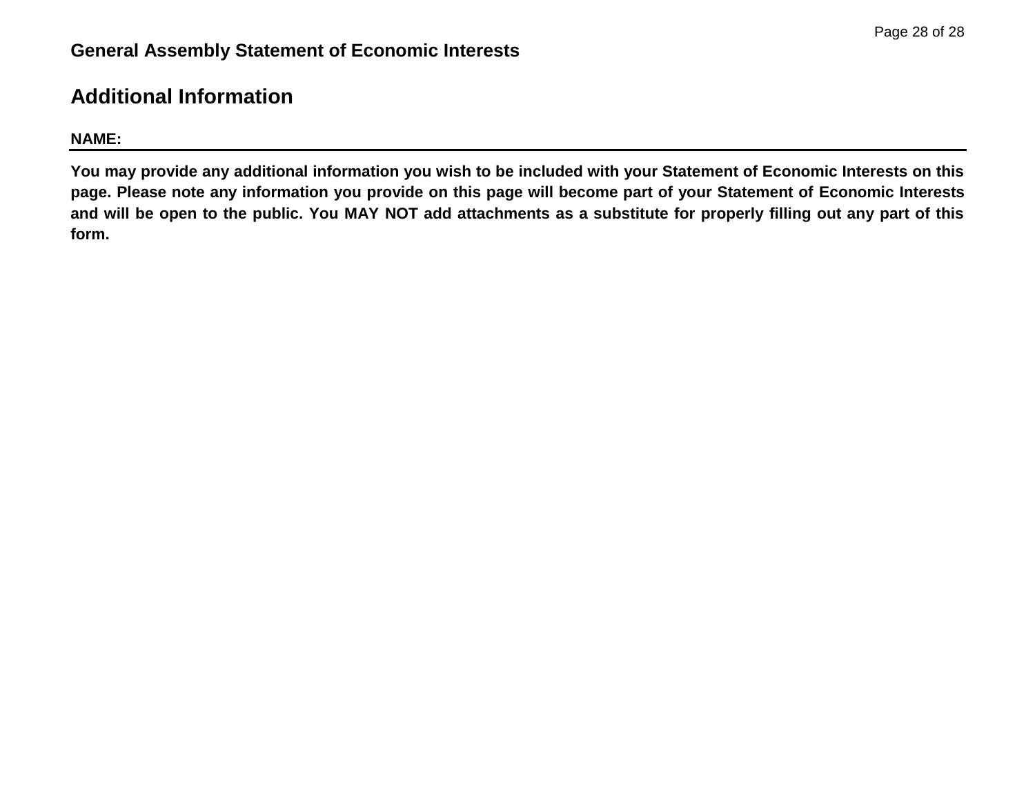**General Assembly Statement of Economic Interests**

## Additional Information

**NAME:**

**You may provide any additional information you wish to be included with your Statement of Economic Interests on this page. Please note any information you provide on this page will become part of your Statement of Economic Interests and will be open to the public. You MAY NOT add attachments as a substitute for properly filling out any part of this form.**